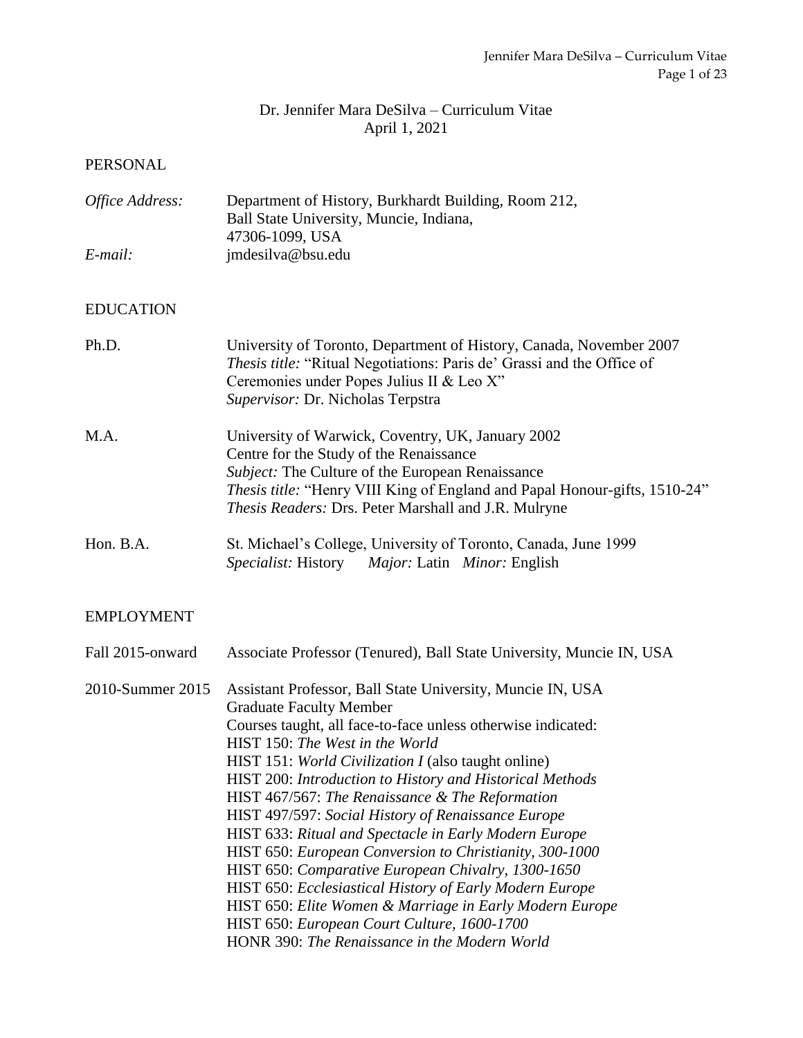# Dr. Jennifer Mara DeSilva – Curriculum Vitae

April 1, 2021

## PERSONAL

*Office Address:* Department of History, Burkhardt Building, Room 212,
Ball State University, Muncie, Indiana,
47306-1099, USA

*E-mail:* jmdesilva@bsu.edu

## EDUCATION

**Ph.D.** University of Toronto, Department of History, Canada, November 2007
*Thesis title:* "Ritual Negotiations: Paris de' Grassi and the Office of Ceremonies under Popes Julius II & Leo X"
*Supervisor:* Dr. Nicholas Terpstra

**M.A.** University of Warwick, Coventry, UK, January 2002
Centre for the Study of the Renaissance
*Subject:* The Culture of the European Renaissance
*Thesis title:* "Henry VIII King of England and Papal Honour-gifts, 1510-24"
*Thesis Readers:* Drs. Peter Marshall and J.R. Mulryne

**Hon. B.A.** St. Michael's College, University of Toronto, Canada, June 1999
*Specialist:* History *Major:* Latin *Minor:* English

## EMPLOYMENT

**Fall 2015-onward** Associate Professor (Tenured), Ball State University, Muncie IN, USA

**2010-Summer 2015** Assistant Professor, Ball State University, Muncie IN, USA
Graduate Faculty Member
Courses taught, all face-to-face unless otherwise indicated:

- HIST 150: *The West in the World*
- HIST 151: *World Civilization I* (also taught online)
- HIST 200: *Introduction to History and Historical Methods*
- HIST 467/567: *The Renaissance & The Reformation*
- HIST 497/597: *Social History of Renaissance Europe*
- HIST 633: *Ritual and Spectacle in Early Modern Europe*
- HIST 650: *European Conversion to Christianity, 300-1000*
- HIST 650: *Comparative European Chivalry, 1300-1650*
- HIST 650: *Ecclesiastical History of Early Modern Europe*
- HIST 650: *Elite Women & Marriage in Early Modern Europe*
- HIST 650: *European Court Culture, 1600-1700*
- HONR 390: *The Renaissance in the Modern World*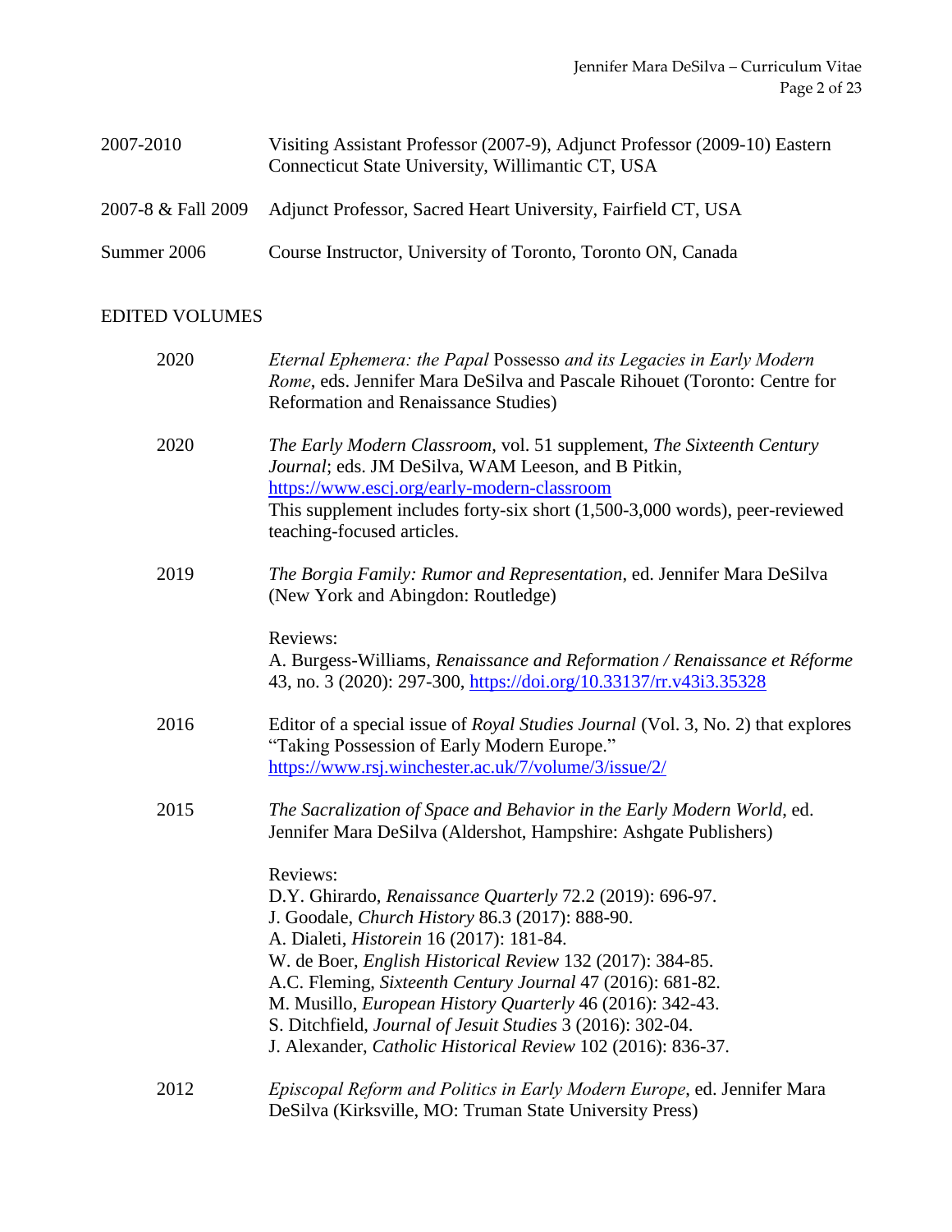2007-2010 Visiting Assistant Professor (2007-9), Adjunct Professor (2009-10) Eastern Connecticut State University, Willimantic CT, USA

2007-8 & Fall 2009 Adjunct Professor, Sacred Heart University, Fairfield CT, USA

Summer 2006 Course Instructor, University of Toronto, Toronto ON, Canada

## EDITED VOLUMES

2020 *Eternal Ephemera: the Papal* Possesso *and its Legacies in Early Modern Rome*, eds. Jennifer Mara DeSilva and Pascale Rihouet (Toronto: Centre for Reformation and Renaissance Studies)

2020 *The Early Modern Classroom*, vol. 51 supplement, *The Sixteenth Century Journal*; eds. JM DeSilva, WAM Leeson, and B Pitkin, https://www.escj.org/early-modern-classroom
This supplement includes forty-six short (1,500-3,000 words), peer-reviewed teaching-focused articles.

2019 *The Borgia Family: Rumor and Representation*, ed. Jennifer Mara DeSilva (New York and Abingdon: Routledge)

Reviews:
A. Burgess-Williams, *Renaissance and Reformation / Renaissance et Réforme* 43, no. 3 (2020): 297-300, https://doi.org/10.33137/rr.v43i3.35328

2016 Editor of a special issue of *Royal Studies Journal* (Vol. 3, No. 2) that explores "Taking Possession of Early Modern Europe." https://www.rsj.winchester.ac.uk/7/volume/3/issue/2/

2015 *The Sacralization of Space and Behavior in the Early Modern World*, ed. Jennifer Mara DeSilva (Aldershot, Hampshire: Ashgate Publishers)

Reviews:
D.Y. Ghirardo, *Renaissance Quarterly* 72.2 (2019): 696-97.
J. Goodale, *Church History* 86.3 (2017): 888-90.
A. Dialeti, *Historein* 16 (2017): 181-84.
W. de Boer, *English Historical Review* 132 (2017): 384-85.
A.C. Fleming, *Sixteenth Century Journal* 47 (2016): 681-82.
M. Musillo, *European History Quarterly* 46 (2016): 342-43.
S. Ditchfield, *Journal of Jesuit Studies* 3 (2016): 302-04.
J. Alexander, *Catholic Historical Review* 102 (2016): 836-37.

2012 *Episcopal Reform and Politics in Early Modern Europe*, ed. Jennifer Mara DeSilva (Kirksville, MO: Truman State University Press)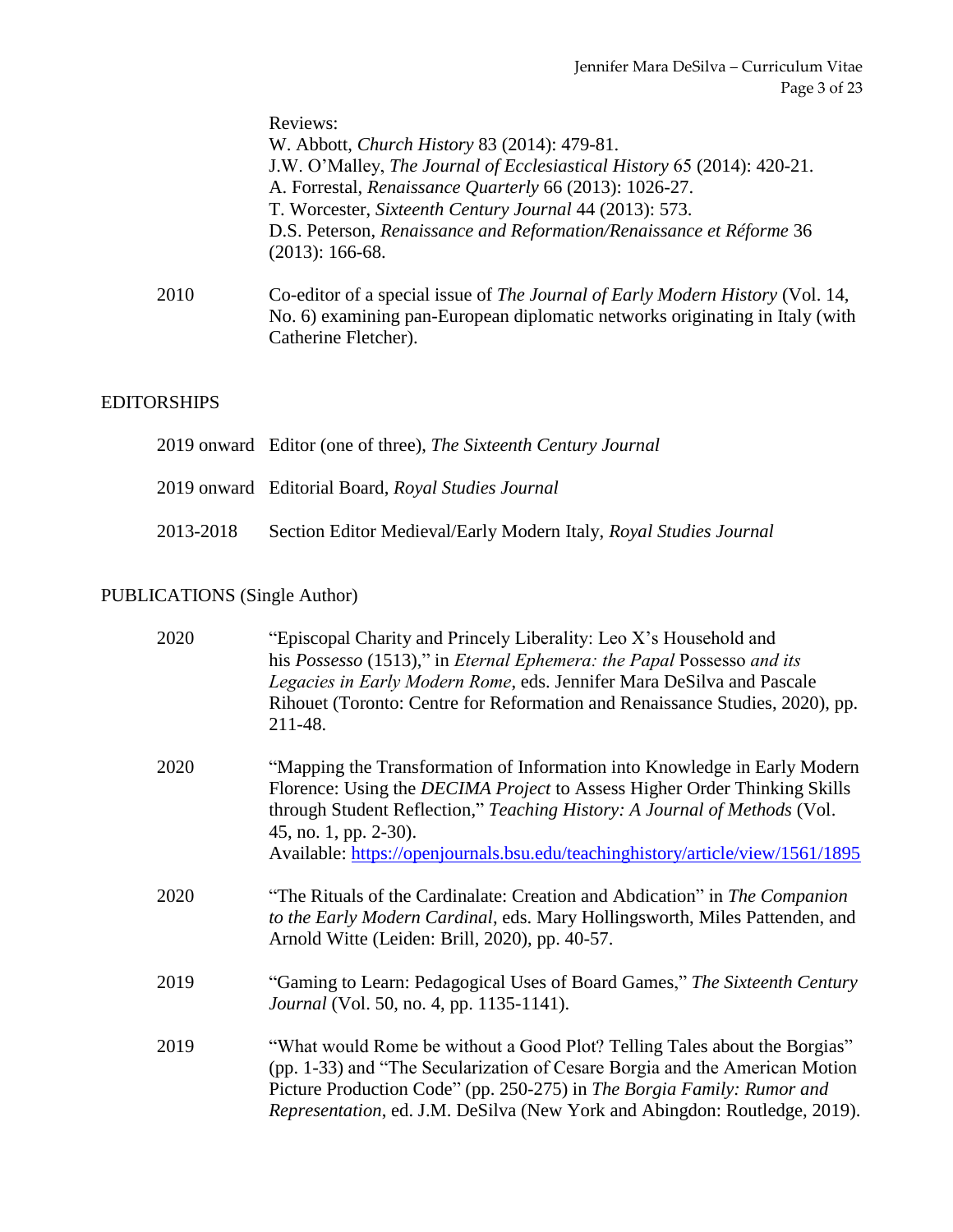Reviews:
W. Abbott, *Church History* 83 (2014): 479-81.
J.W. O'Malley, *The Journal of Ecclesiastical History* 65 (2014): 420-21.
A. Forrestal, *Renaissance Quarterly* 66 (2013): 1026-27.
T. Worcester, *Sixteenth Century Journal* 44 (2013): 573.
D.S. Peterson, *Renaissance and Reformation/Renaissance et Réforme* 36 (2013): 166-68.

2010 Co-editor of a special issue of *The Journal of Early Modern History* (Vol. 14, No. 6) examining pan-European diplomatic networks originating in Italy (with Catherine Fletcher).

## EDITORSHIPS

2019 onward Editor (one of three), *The Sixteenth Century Journal*

2019 onward Editorial Board, *Royal Studies Journal*

2013-2018 Section Editor Medieval/Early Modern Italy, *Royal Studies Journal*

## PUBLICATIONS (Single Author)

2020 "Episcopal Charity and Princely Liberality: Leo X's Household and his *Possesso* (1513)," in *Eternal Ephemera: the Papal* Possesso *and its Legacies in Early Modern Rome*, eds. Jennifer Mara DeSilva and Pascale Rihouet (Toronto: Centre for Reformation and Renaissance Studies, 2020), pp. 211-48.

2020 "Mapping the Transformation of Information into Knowledge in Early Modern Florence: Using the *DECIMA Project* to Assess Higher Order Thinking Skills through Student Reflection," *Teaching History: A Journal of Methods* (Vol. 45, no. 1, pp. 2-30).
Available: https://openjournals.bsu.edu/teachinghistory/article/view/1561/1895

2020 "The Rituals of the Cardinalate: Creation and Abdication" in *The Companion to the Early Modern Cardinal*, eds. Mary Hollingsworth, Miles Pattenden, and Arnold Witte (Leiden: Brill, 2020), pp. 40-57.

2019 "Gaming to Learn: Pedagogical Uses of Board Games," *The Sixteenth Century Journal* (Vol. 50, no. 4, pp. 1135-1141).

2019 "What would Rome be without a Good Plot? Telling Tales about the Borgias" (pp. 1-33) and "The Secularization of Cesare Borgia and the American Motion Picture Production Code" (pp. 250-275) in *The Borgia Family: Rumor and Representation*, ed. J.M. DeSilva (New York and Abingdon: Routledge, 2019).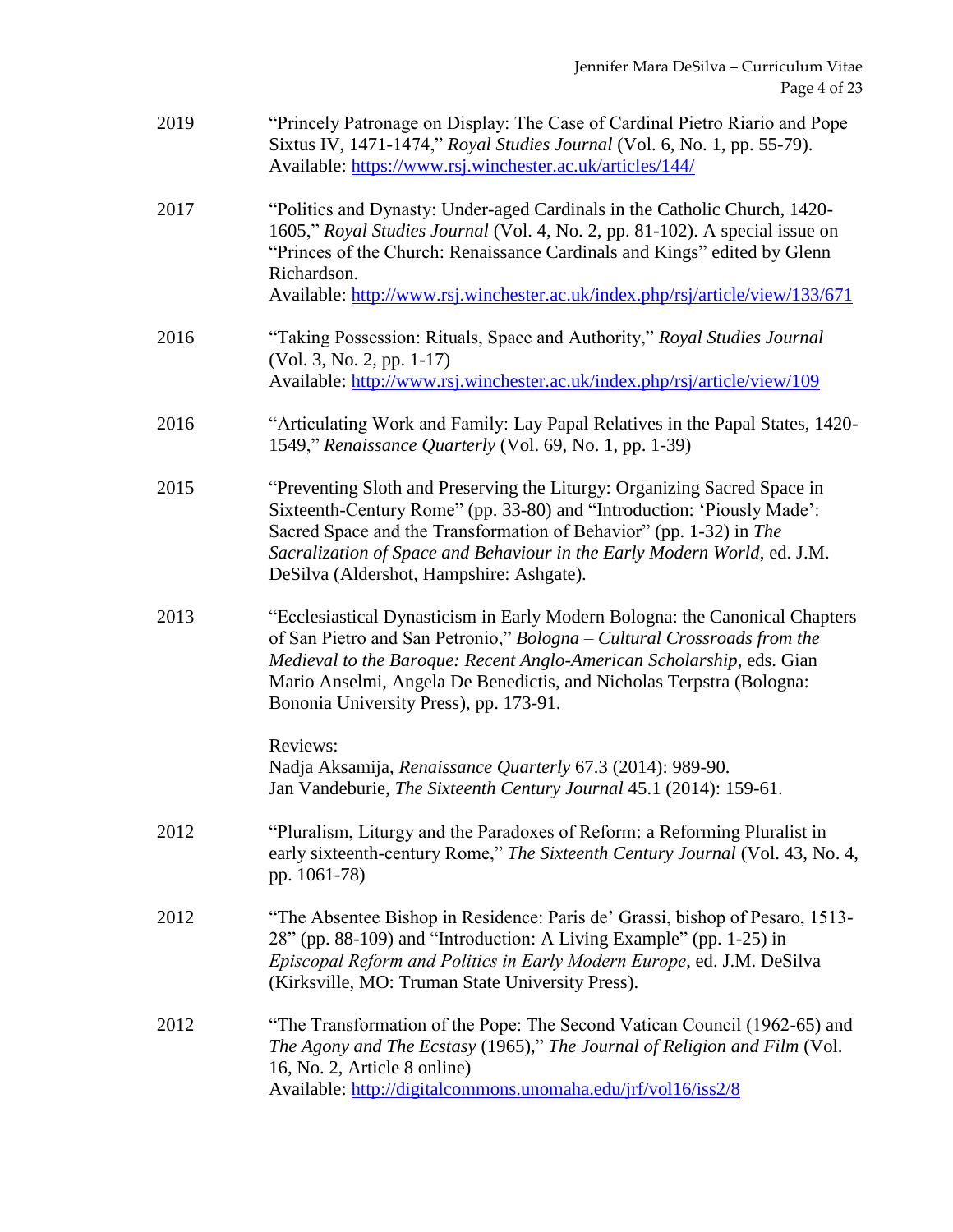2019 “Princely Patronage on Display: The Case of Cardinal Pietro Riario and Pope Sixtus IV, 1471-1474,” *Royal Studies Journal* (Vol. 6, No. 1, pp. 55-79). Available: https://www.rsj.winchester.ac.uk/articles/144/

2017 “Politics and Dynasty: Under-aged Cardinals in the Catholic Church, 1420-1605,” *Royal Studies Journal* (Vol. 4, No. 2, pp. 81-102). A special issue on “Princes of the Church: Renaissance Cardinals and Kings” edited by Glenn Richardson.
Available: http://www.rsj.winchester.ac.uk/index.php/rsj/article/view/133/671

2016 “Taking Possession: Rituals, Space and Authority,” *Royal Studies Journal* (Vol. 3, No. 2, pp. 1-17)
Available: http://www.rsj.winchester.ac.uk/index.php/rsj/article/view/109

2016 “Articulating Work and Family: Lay Papal Relatives in the Papal States, 1420-1549,” *Renaissance Quarterly* (Vol. 69, No. 1, pp. 1-39)

2015 “Preventing Sloth and Preserving the Liturgy: Organizing Sacred Space in Sixteenth-Century Rome” (pp. 33-80) and “Introduction: ‘Piously Made’: Sacred Space and the Transformation of Behavior” (pp. 1-32) in *The Sacralization of Space and Behaviour in the Early Modern World*, ed. J.M. DeSilva (Aldershot, Hampshire: Ashgate).

2013 “Ecclesiastical Dynasticism in Early Modern Bologna: the Canonical Chapters of San Pietro and San Petronio,” *Bologna – Cultural Crossroads from the Medieval to the Baroque: Recent Anglo-American Scholarship*, eds. Gian Mario Anselmi, Angela De Benedictis, and Nicholas Terpstra (Bologna: Bononia University Press), pp. 173-91.

Reviews:
Nadja Aksamija, *Renaissance Quarterly* 67.3 (2014): 989-90.
Jan Vandeburie, *The Sixteenth Century Journal* 45.1 (2014): 159-61.

2012 “Pluralism, Liturgy and the Paradoxes of Reform: a Reforming Pluralist in early sixteenth-century Rome,” *The Sixteenth Century Journal* (Vol. 43, No. 4, pp. 1061-78)

2012 “The Absentee Bishop in Residence: Paris de’ Grassi, bishop of Pesaro, 1513-28” (pp. 88-109) and “Introduction: A Living Example” (pp. 1-25) in *Episcopal Reform and Politics in Early Modern Europe*, ed. J.M. DeSilva (Kirksville, MO: Truman State University Press).

2012 “The Transformation of the Pope: The Second Vatican Council (1962-65) and *The Agony and The Ecstasy* (1965),” *The Journal of Religion and Film* (Vol. 16, No. 2, Article 8 online)
Available: http://digitalcommons.unomaha.edu/jrf/vol16/iss2/8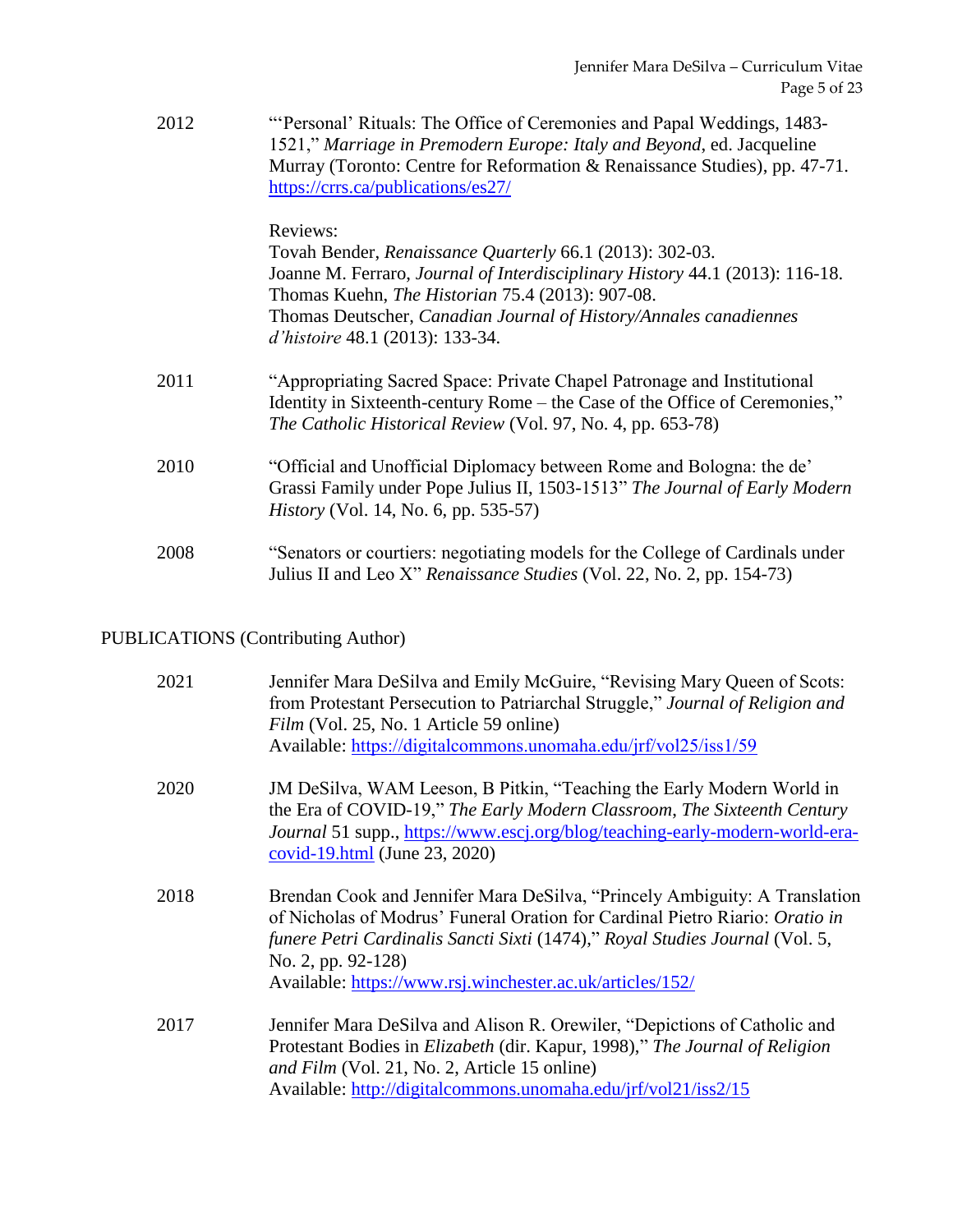2012 "'Personal' Rituals: The Office of Ceremonies and Papal Weddings, 1483-1521," *Marriage in Premodern Europe: Italy and Beyond*, ed. Jacqueline Murray (Toronto: Centre for Reformation & Renaissance Studies), pp. 47-71. https://crrs.ca/publications/es27/

Reviews:
Tovah Bender, *Renaissance Quarterly* 66.1 (2013): 302-03.
Joanne M. Ferraro, *Journal of Interdisciplinary History* 44.1 (2013): 116-18.
Thomas Kuehn, *The Historian* 75.4 (2013): 907-08.
Thomas Deutscher, *Canadian Journal of History/Annales canadiennes d'histoire* 48.1 (2013): 133-34.

2011 "Appropriating Sacred Space: Private Chapel Patronage and Institutional Identity in Sixteenth-century Rome – the Case of the Office of Ceremonies," *The Catholic Historical Review* (Vol. 97, No. 4, pp. 653-78)

2010 "Official and Unofficial Diplomacy between Rome and Bologna: the de' Grassi Family under Pope Julius II, 1503-1513" *The Journal of Early Modern History* (Vol. 14, No. 6, pp. 535-57)

2008 "Senators or courtiers: negotiating models for the College of Cardinals under Julius II and Leo X" *Renaissance Studies* (Vol. 22, No. 2, pp. 154-73)

## PUBLICATIONS (Contributing Author)

2021 Jennifer Mara DeSilva and Emily McGuire, "Revising Mary Queen of Scots: from Protestant Persecution to Patriarchal Struggle," *Journal of Religion and Film* (Vol. 25, No. 1 Article 59 online)
Available: https://digitalcommons.unomaha.edu/jrf/vol25/iss1/59

2020 JM DeSilva, WAM Leeson, B Pitkin, "Teaching the Early Modern World in the Era of COVID-19," *The Early Modern Classroom, The Sixteenth Century Journal* 51 supp., https://www.escj.org/blog/teaching-early-modern-world-era-covid-19.html (June 23, 2020)

2018 Brendan Cook and Jennifer Mara DeSilva, "Princely Ambiguity: A Translation of Nicholas of Modrus' Funeral Oration for Cardinal Pietro Riario: *Oratio in funere Petri Cardinalis Sancti Sixti* (1474)," *Royal Studies Journal* (Vol. 5, No. 2, pp. 92-128)
Available: https://www.rsj.winchester.ac.uk/articles/152/

2017 Jennifer Mara DeSilva and Alison R. Orewiler, "Depictions of Catholic and Protestant Bodies in *Elizabeth* (dir. Kapur, 1998)," *The Journal of Religion and Film* (Vol. 21, No. 2, Article 15 online)
Available: http://digitalcommons.unomaha.edu/jrf/vol21/iss2/15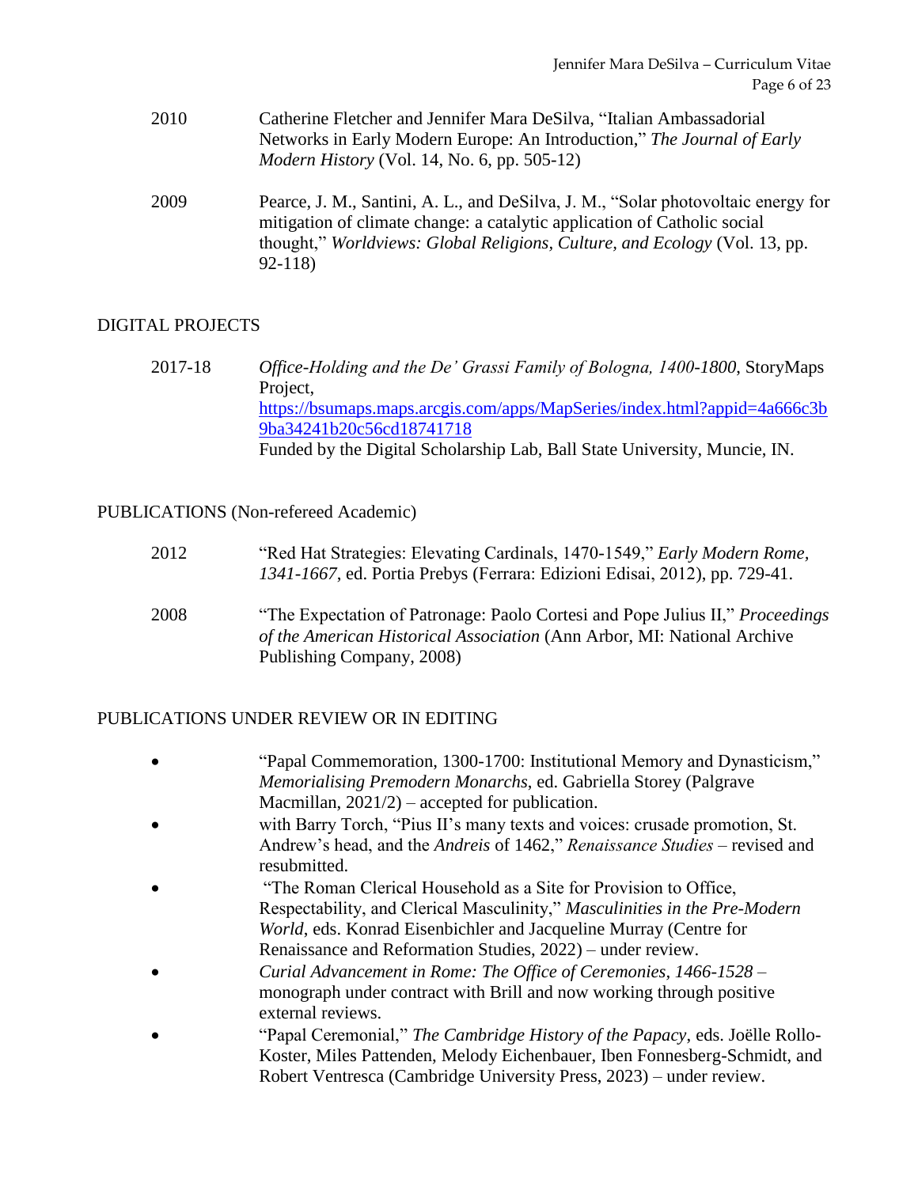2010 Catherine Fletcher and Jennifer Mara DeSilva, "Italian Ambassadorial Networks in Early Modern Europe: An Introduction," *The Journal of Early Modern History* (Vol. 14, No. 6, pp. 505-12)

2009 Pearce, J. M., Santini, A. L., and DeSilva, J. M., "Solar photovoltaic energy for mitigation of climate change: a catalytic application of Catholic social thought," *Worldviews: Global Religions, Culture, and Ecology* (Vol. 13, pp. 92-118)

## DIGITAL PROJECTS

2017-18 *Office-Holding and the De' Grassi Family of Bologna, 1400-1800*, StoryMaps Project, [https://bsumaps.maps.arcgis.com/apps/MapSeries/index.html?appid=4a666c3b9ba34241b20c56cd18741718](https://bsumaps.maps.arcgis.com/apps/MapSeries/index.html?appid=4a666c3b9ba34241b20c56cd18741718)
Funded by the Digital Scholarship Lab, Ball State University, Muncie, IN.

## PUBLICATIONS (Non-refereed Academic)

2012 "Red Hat Strategies: Elevating Cardinals, 1470-1549," *Early Modern Rome, 1341-1667*, ed. Portia Prebys (Ferrara: Edizioni Edisai, 2012), pp. 729-41.

2008 "The Expectation of Patronage: Paolo Cortesi and Pope Julius II," *Proceedings of the American Historical Association* (Ann Arbor, MI: National Archive Publishing Company, 2008)

## PUBLICATIONS UNDER REVIEW OR IN EDITING

- "Papal Commemoration, 1300-1700: Institutional Memory and Dynasticism," *Memorialising Premodern Monarchs*, ed. Gabriella Storey (Palgrave Macmillan, 2021/2) – accepted for publication.
- with Barry Torch, "Pius II's many texts and voices: crusade promotion, St. Andrew's head, and the *Andreis* of 1462," *Renaissance Studies* – revised and resubmitted.
- "The Roman Clerical Household as a Site for Provision to Office, Respectability, and Clerical Masculinity," *Masculinities in the Pre-Modern World*, eds. Konrad Eisenbichler and Jacqueline Murray (Centre for Renaissance and Reformation Studies, 2022) – under review.
- *Curial Advancement in Rome: The Office of Ceremonies, 1466-1528* – monograph under contract with Brill and now working through positive external reviews.
- "Papal Ceremonial," *The Cambridge History of the Papacy*, eds. Joëlle Rollo-Koster, Miles Pattenden, Melody Eichenbauer, Iben Fonnesberg-Schmidt, and Robert Ventresca (Cambridge University Press, 2023) – under review.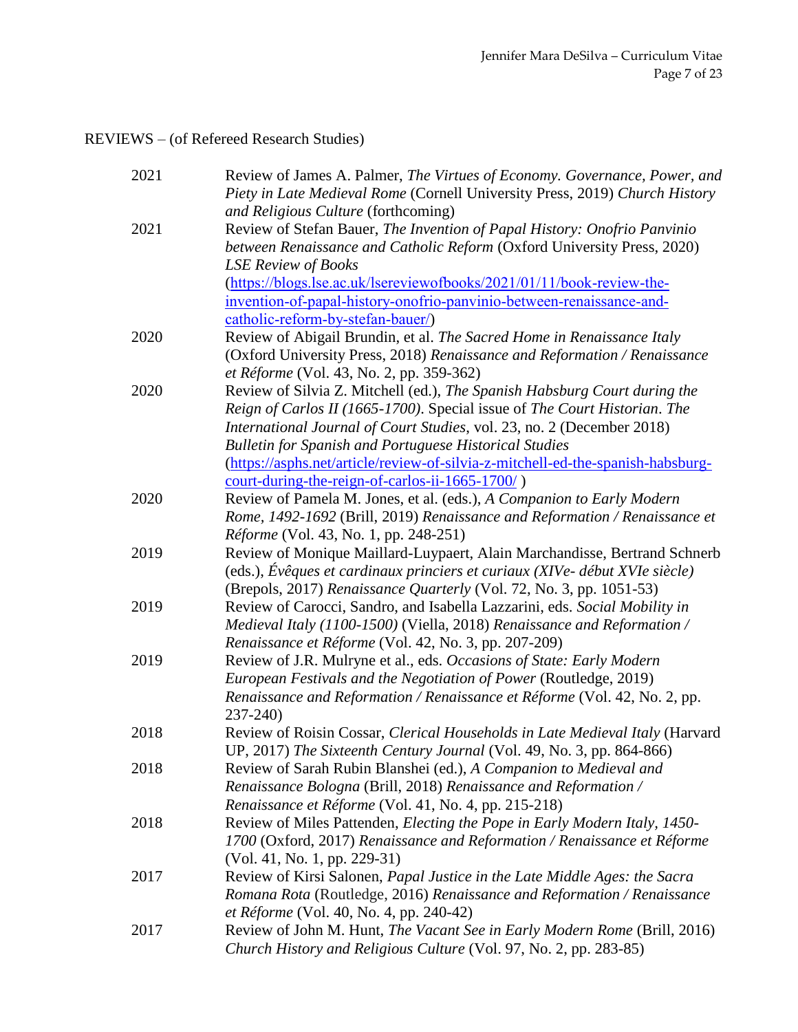## REVIEWS – (of Refereed Research Studies)

2021 Review of James A. Palmer, *The Virtues of Economy. Governance, Power, and Piety in Late Medieval Rome* (Cornell University Press, 2019) *Church History and Religious Culture* (forthcoming)

2021 Review of Stefan Bauer, *The Invention of Papal History: Onofrio Panvinio between Renaissance and Catholic Reform* (Oxford University Press, 2020) *LSE Review of Books* (https://blogs.lse.ac.uk/lsereviewofbooks/2021/01/11/book-review-the-invention-of-papal-history-onofrio-panvinio-between-renaissance-and-catholic-reform-by-stefan-bauer/)

2020 Review of Abigail Brundin, et al. *The Sacred Home in Renaissance Italy* (Oxford University Press, 2018) *Renaissance and Reformation / Renaissance et Réforme* (Vol. 43, No. 2, pp. 359-362)

2020 Review of Silvia Z. Mitchell (ed.), *The Spanish Habsburg Court during the Reign of Carlos II (1665-1700)*. Special issue of *The Court Historian*. *The International Journal of Court Studies*, vol. 23, no. 2 (December 2018) *Bulletin for Spanish and Portuguese Historical Studies* (https://asphs.net/article/review-of-silvia-z-mitchell-ed-the-spanish-habsburg-court-during-the-reign-of-carlos-ii-1665-1700/ )

2020 Review of Pamela M. Jones, et al. (eds.), *A Companion to Early Modern Rome, 1492-1692* (Brill, 2019) *Renaissance and Reformation / Renaissance et Réforme* (Vol. 43, No. 1, pp. 248-251)

2019 Review of Monique Maillard-Luypaert, Alain Marchandisse, Bertrand Schnerb (eds.), *Évêques et cardinaux princiers et curiaux (XIVe- début XVIe siècle)* (Brepols, 2017) *Renaissance Quarterly* (Vol. 72, No. 3, pp. 1051-53)

2019 Review of Carocci, Sandro, and Isabella Lazzarini, eds. *Social Mobility in Medieval Italy (1100-1500)* (Viella, 2018) *Renaissance and Reformation / Renaissance et Réforme* (Vol. 42, No. 3, pp. 207-209)

2019 Review of J.R. Mulryne et al., eds. *Occasions of State: Early Modern European Festivals and the Negotiation of Power* (Routledge, 2019) *Renaissance and Reformation / Renaissance et Réforme* (Vol. 42, No. 2, pp. 237-240)

2018 Review of Roisin Cossar, *Clerical Households in Late Medieval Italy* (Harvard UP, 2017) *The Sixteenth Century Journal* (Vol. 49, No. 3, pp. 864-866)

2018 Review of Sarah Rubin Blanshei (ed.), *A Companion to Medieval and Renaissance Bologna* (Brill, 2018) *Renaissance and Reformation / Renaissance et Réforme* (Vol. 41, No. 4, pp. 215-218)

2018 Review of Miles Pattenden, *Electing the Pope in Early Modern Italy, 1450-1700* (Oxford, 2017) *Renaissance and Reformation / Renaissance et Réforme* (Vol. 41, No. 1, pp. 229-31)

2017 Review of Kirsi Salonen, *Papal Justice in the Late Middle Ages: the Sacra Romana Rota* (Routledge, 2016) *Renaissance and Reformation / Renaissance et Réforme* (Vol. 40, No. 4, pp. 240-42)

2017 Review of John M. Hunt, *The Vacant See in Early Modern Rome* (Brill, 2016) *Church History and Religious Culture* (Vol. 97, No. 2, pp. 283-85)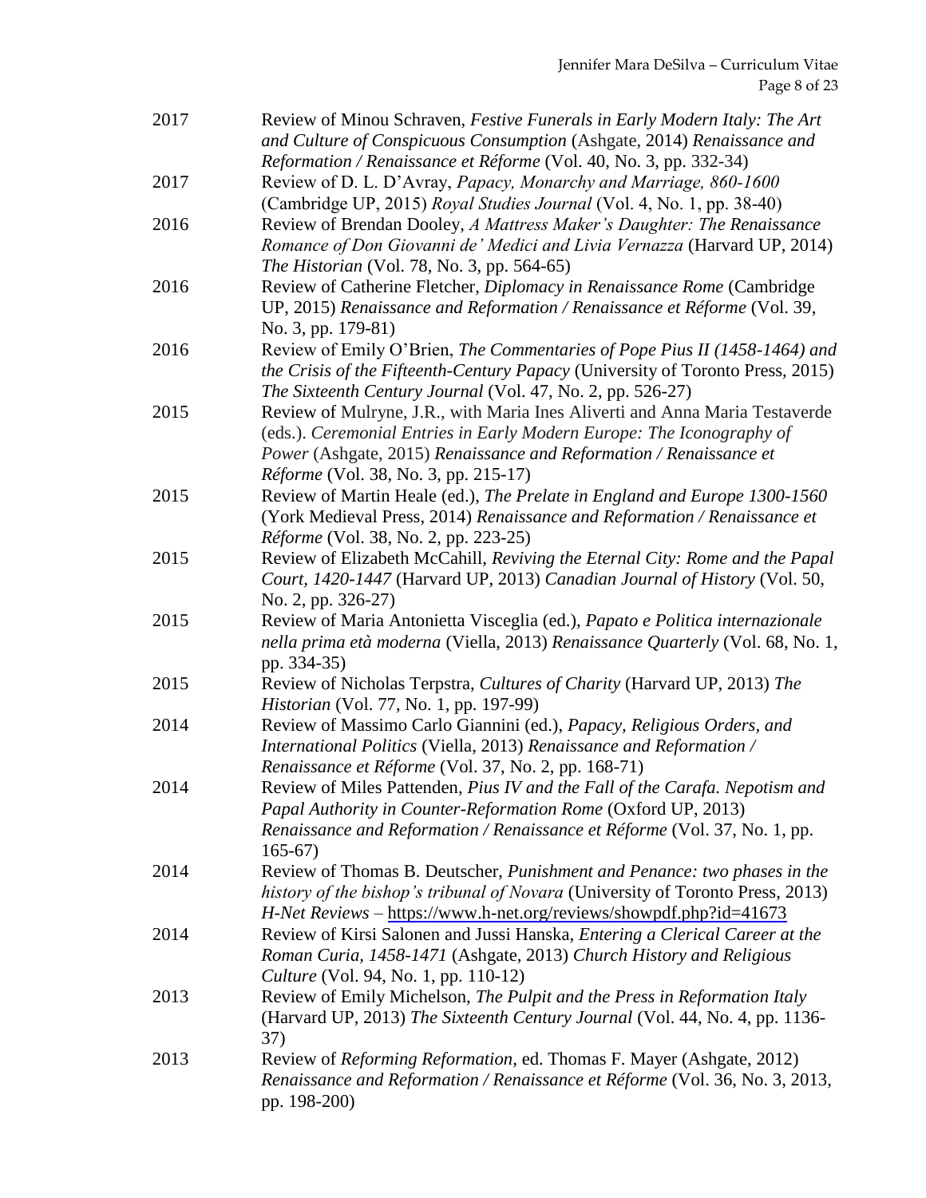2017 Review of Minou Schraven, *Festive Funerals in Early Modern Italy: The Art and Culture of Conspicuous Consumption* (Ashgate, 2014) *Renaissance and Reformation / Renaissance et Réforme* (Vol. 40, No. 3, pp. 332-34)

2017 Review of D. L. D'Avray, *Papacy, Monarchy and Marriage, 860-1600* (Cambridge UP, 2015) *Royal Studies Journal* (Vol. 4, No. 1, pp. 38-40)

2016 Review of Brendan Dooley, *A Mattress Maker's Daughter: The Renaissance Romance of Don Giovanni de' Medici and Livia Vernazza* (Harvard UP, 2014) *The Historian* (Vol. 78, No. 3, pp. 564-65)

2016 Review of Catherine Fletcher, *Diplomacy in Renaissance Rome* (Cambridge UP, 2015) *Renaissance and Reformation / Renaissance et Réforme* (Vol. 39, No. 3, pp. 179-81)

2016 Review of Emily O'Brien, *The Commentaries of Pope Pius II (1458-1464) and the Crisis of the Fifteenth-Century Papacy* (University of Toronto Press, 2015) *The Sixteenth Century Journal* (Vol. 47, No. 2, pp. 526-27)

2015 Review of Mulryne, J.R., with Maria Ines Aliverti and Anna Maria Testaverde (eds.). *Ceremonial Entries in Early Modern Europe: The Iconography of Power* (Ashgate, 2015) *Renaissance and Reformation / Renaissance et Réforme* (Vol. 38, No. 3, pp. 215-17)

2015 Review of Martin Heale (ed.), *The Prelate in England and Europe 1300-1560* (York Medieval Press, 2014) *Renaissance and Reformation / Renaissance et Réforme* (Vol. 38, No. 2, pp. 223-25)

2015 Review of Elizabeth McCahill, *Reviving the Eternal City: Rome and the Papal Court, 1420-1447* (Harvard UP, 2013) *Canadian Journal of History* (Vol. 50, No. 2, pp. 326-27)

2015 Review of Maria Antonietta Visceglia (ed.), *Papato e Politica internazionale nella prima età moderna* (Viella, 2013) *Renaissance Quarterly* (Vol. 68, No. 1, pp. 334-35)

2015 Review of Nicholas Terpstra, *Cultures of Charity* (Harvard UP, 2013) *The Historian* (Vol. 77, No. 1, pp. 197-99)

2014 Review of Massimo Carlo Giannini (ed.), *Papacy, Religious Orders, and International Politics* (Viella, 2013) *Renaissance and Reformation / Renaissance et Réforme* (Vol. 37, No. 2, pp. 168-71)

2014 Review of Miles Pattenden, *Pius IV and the Fall of the Carafa. Nepotism and Papal Authority in Counter-Reformation Rome* (Oxford UP, 2013) *Renaissance and Reformation / Renaissance et Réforme* (Vol. 37, No. 1, pp. 165-67)

2014 Review of Thomas B. Deutscher, *Punishment and Penance: two phases in the history of the bishop's tribunal of Novara* (University of Toronto Press, 2013) *H-Net Reviews* – https://www.h-net.org/reviews/showpdf.php?id=41673

2014 Review of Kirsi Salonen and Jussi Hanska, *Entering a Clerical Career at the Roman Curia, 1458-1471* (Ashgate, 2013) *Church History and Religious Culture* (Vol. 94, No. 1, pp. 110-12)

2013 Review of Emily Michelson, *The Pulpit and the Press in Reformation Italy* (Harvard UP, 2013) *The Sixteenth Century Journal* (Vol. 44, No. 4, pp. 1136-37)

2013 Review of *Reforming Reformation*, ed. Thomas F. Mayer (Ashgate, 2012) *Renaissance and Reformation / Renaissance et Réforme* (Vol. 36, No. 3, 2013, pp. 198-200)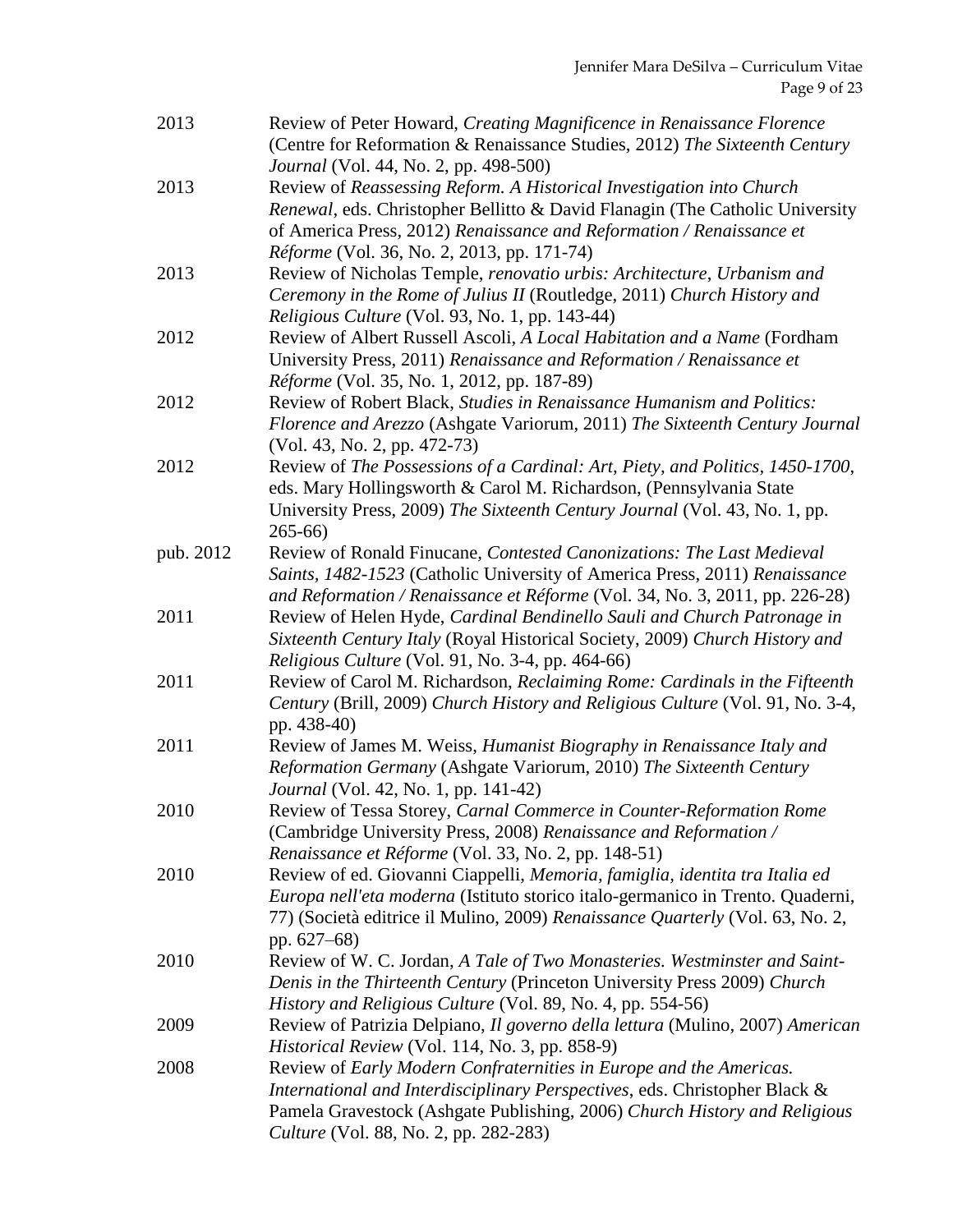| | |
|---|---|
| 2013 | Review of Peter Howard, *Creating Magnificence in Renaissance Florence* (Centre for Reformation & Renaissance Studies, 2012) *The Sixteenth Century Journal* (Vol. 44, No. 2, pp. 498-500) |
| 2013 | Review of *Reassessing Reform. A Historical Investigation into Church Renewal*, eds. Christopher Bellitto & David Flanagin (The Catholic University of America Press, 2012) *Renaissance and Reformation / Renaissance et Réforme* (Vol. 36, No. 2, 2013, pp. 171-74) |
| 2013 | Review of Nicholas Temple, *renovatio urbis: Architecture, Urbanism and Ceremony in the Rome of Julius II* (Routledge, 2011) *Church History and Religious Culture* (Vol. 93, No. 1, pp. 143-44) |
| 2012 | Review of Albert Russell Ascoli, *A Local Habitation and a Name* (Fordham University Press, 2011) *Renaissance and Reformation / Renaissance et Réforme* (Vol. 35, No. 1, 2012, pp. 187-89) |
| 2012 | Review of Robert Black, *Studies in Renaissance Humanism and Politics: Florence and Arezzo* (Ashgate Variorum, 2011) *The Sixteenth Century Journal* (Vol. 43, No. 2, pp. 472-73) |
| 2012 | Review of *The Possessions of a Cardinal: Art, Piety, and Politics, 1450-1700*, eds. Mary Hollingsworth & Carol M. Richardson, (Pennsylvania State University Press, 2009) *The Sixteenth Century Journal* (Vol. 43, No. 1, pp. 265-66) |
| pub. 2012 | Review of Ronald Finucane, *Contested Canonizations: The Last Medieval Saints, 1482-1523* (Catholic University of America Press, 2011) *Renaissance and Reformation / Renaissance et Réforme* (Vol. 34, No. 3, 2011, pp. 226-28) |
| 2011 | Review of Helen Hyde, *Cardinal Bendinello Sauli and Church Patronage in Sixteenth Century Italy* (Royal Historical Society, 2009) *Church History and Religious Culture* (Vol. 91, No. 3-4, pp. 464-66) |
| 2011 | Review of Carol M. Richardson, *Reclaiming Rome: Cardinals in the Fifteenth Century* (Brill, 2009) *Church History and Religious Culture* (Vol. 91, No. 3-4, pp. 438-40) |
| 2011 | Review of James M. Weiss, *Humanist Biography in Renaissance Italy and Reformation Germany* (Ashgate Variorum, 2010) *The Sixteenth Century Journal* (Vol. 42, No. 1, pp. 141-42) |
| 2010 | Review of Tessa Storey, *Carnal Commerce in Counter-Reformation Rome* (Cambridge University Press, 2008) *Renaissance and Reformation / Renaissance et Réforme* (Vol. 33, No. 2, pp. 148-51) |
| 2010 | Review of ed. Giovanni Ciappelli, *Memoria, famiglia, identita tra Italia ed Europa nell'eta moderna* (Istituto storico italo-germanico in Trento. Quaderni, 77) (Società editrice il Mulino, 2009) *Renaissance Quarterly* (Vol. 63, No. 2, pp. 627–68) |
| 2010 | Review of W. C. Jordan, *A Tale of Two Monasteries. Westminster and Saint-Denis in the Thirteenth Century* (Princeton University Press 2009) *Church History and Religious Culture* (Vol. 89, No. 4, pp. 554-56) |
| 2009 | Review of Patrizia Delpiano, *Il governo della lettura* (Mulino, 2007) *American Historical Review* (Vol. 114, No. 3, pp. 858-9) |
| 2008 | Review of *Early Modern Confraternities in Europe and the Americas. International and Interdisciplinary Perspectives*, eds. Christopher Black & Pamela Gravestock (Ashgate Publishing, 2006) *Church History and Religious Culture* (Vol. 88, No. 2, pp. 282-283) |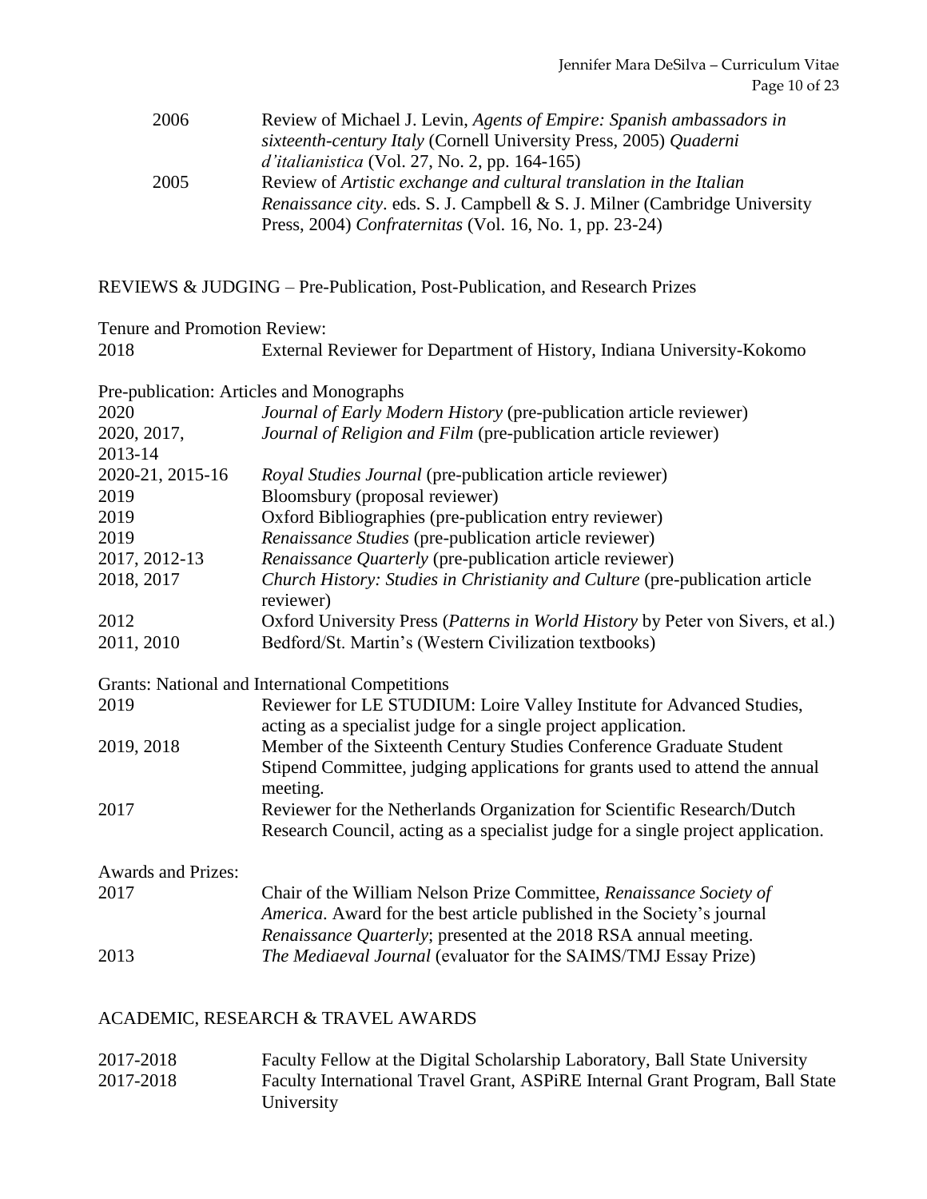| | |
|---|---|
| 2006 | Review of Michael J. Levin, *Agents of Empire: Spanish ambassadors in sixteenth-century Italy* (Cornell University Press, 2005) *Quaderni d'italianistica* (Vol. 27, No. 2, pp. 164-165) |
| 2005 | Review of *Artistic exchange and cultural translation in the Italian Renaissance city*. eds. S. J. Campbell & S. J. Milner (Cambridge University Press, 2004) *Confraternitas* (Vol. 16, No. 1, pp. 23-24) |

## REVIEWS & JUDGING – Pre-Publication, Post-Publication, and Research Prizes

Tenure and Promotion Review:

| | |
|---|---|
| 2018 | External Reviewer for Department of History, Indiana University-Kokomo |

Pre-publication: Articles and Monographs

| | |
|---|---|
| 2020 | *Journal of Early Modern History* (pre-publication article reviewer) |
| 2020, 2017, 2013-14 | *Journal of Religion and Film* (pre-publication article reviewer) |
| 2020-21, 2015-16 | *Royal Studies Journal* (pre-publication article reviewer) |
| 2019 | Bloomsbury (proposal reviewer) |
| 2019 | Oxford Bibliographies (pre-publication entry reviewer) |
| 2019 | *Renaissance Studies* (pre-publication article reviewer) |
| 2017, 2012-13 | *Renaissance Quarterly* (pre-publication article reviewer) |
| 2018, 2017 | *Church History: Studies in Christianity and Culture* (pre-publication article reviewer) |
| 2012 | Oxford University Press (*Patterns in World History* by Peter von Sivers, et al.) |
| 2011, 2010 | Bedford/St. Martin's (Western Civilization textbooks) |

Grants: National and International Competitions

| | |
|---|---|
| 2019 | Reviewer for LE STUDIUM: Loire Valley Institute for Advanced Studies, acting as a specialist judge for a single project application. |
| 2019, 2018 | Member of the Sixteenth Century Studies Conference Graduate Student Stipend Committee, judging applications for grants used to attend the annual meeting. |
| 2017 | Reviewer for the Netherlands Organization for Scientific Research/Dutch Research Council, acting as a specialist judge for a single project application. |

Awards and Prizes:

| | |
|---|---|
| 2017 | Chair of the William Nelson Prize Committee, *Renaissance Society of America*. Award for the best article published in the Society's journal *Renaissance Quarterly*; presented at the 2018 RSA annual meeting. |
| 2013 | *The Mediaeval Journal* (evaluator for the SAIMS/TMJ Essay Prize) |

## ACADEMIC, RESEARCH & TRAVEL AWARDS

| | |
|---|---|
| 2017-2018 | Faculty Fellow at the Digital Scholarship Laboratory, Ball State University |
| 2017-2018 | Faculty International Travel Grant, ASPiRE Internal Grant Program, Ball State University |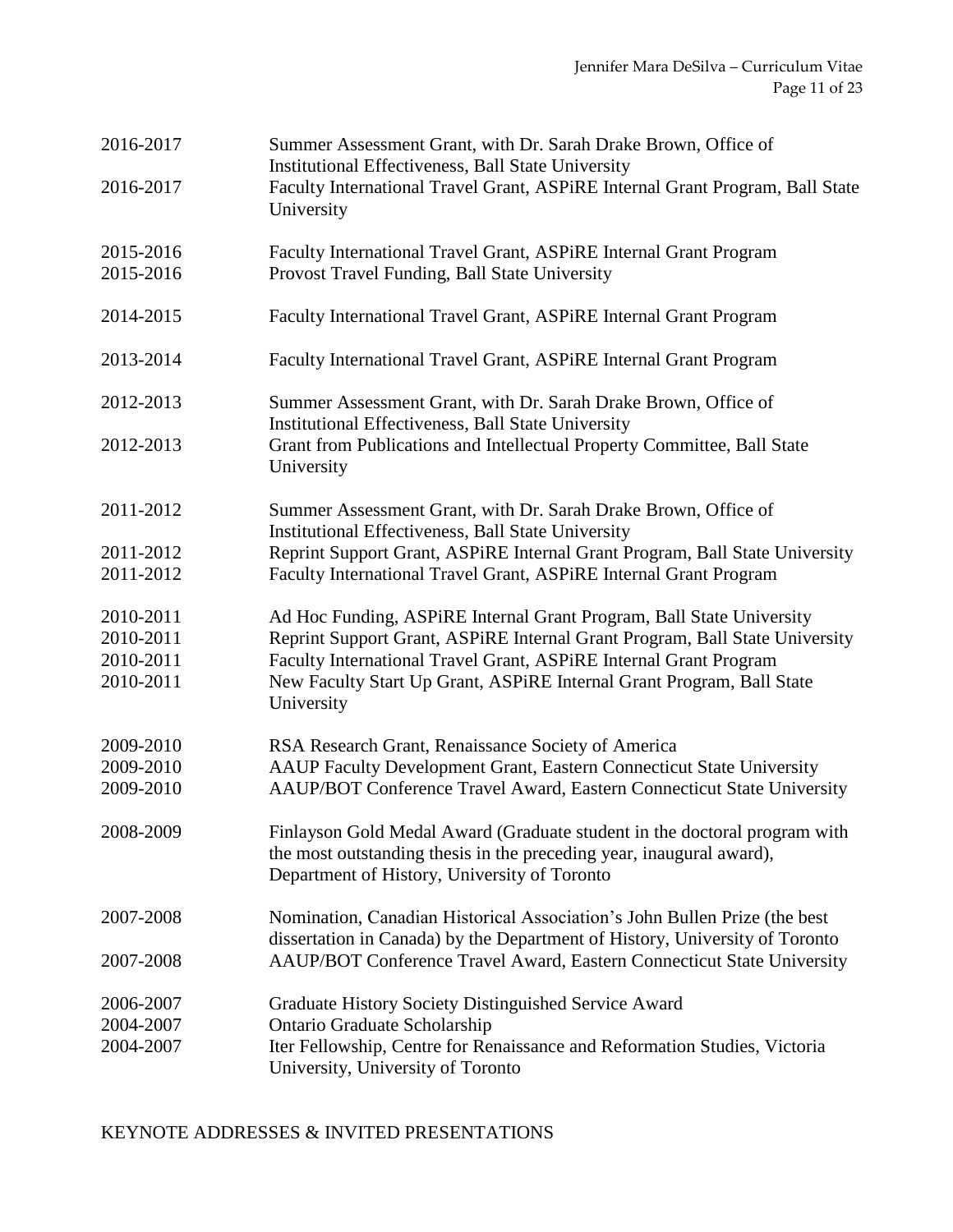2016-2017 Summer Assessment Grant, with Dr. Sarah Drake Brown, Office of Institutional Effectiveness, Ball State University

2016-2017 Faculty International Travel Grant, ASPiRE Internal Grant Program, Ball State University

2015-2016 Faculty International Travel Grant, ASPiRE Internal Grant Program

2015-2016 Provost Travel Funding, Ball State University

2014-2015 Faculty International Travel Grant, ASPiRE Internal Grant Program

2013-2014 Faculty International Travel Grant, ASPiRE Internal Grant Program

2012-2013 Summer Assessment Grant, with Dr. Sarah Drake Brown, Office of Institutional Effectiveness, Ball State University

2012-2013 Grant from Publications and Intellectual Property Committee, Ball State University

2011-2012 Summer Assessment Grant, with Dr. Sarah Drake Brown, Office of Institutional Effectiveness, Ball State University

2011-2012 Reprint Support Grant, ASPiRE Internal Grant Program, Ball State University

2011-2012 Faculty International Travel Grant, ASPiRE Internal Grant Program

2010-2011 Ad Hoc Funding, ASPiRE Internal Grant Program, Ball State University

2010-2011 Reprint Support Grant, ASPiRE Internal Grant Program, Ball State University

2010-2011 Faculty International Travel Grant, ASPiRE Internal Grant Program

2010-2011 New Faculty Start Up Grant, ASPiRE Internal Grant Program, Ball State University

2009-2010 RSA Research Grant, Renaissance Society of America

2009-2010 AAUP Faculty Development Grant, Eastern Connecticut State University

2009-2010 AAUP/BOT Conference Travel Award, Eastern Connecticut State University

2008-2009 Finlayson Gold Medal Award (Graduate student in the doctoral program with the most outstanding thesis in the preceding year, inaugural award), Department of History, University of Toronto

2007-2008 Nomination, Canadian Historical Association's John Bullen Prize (the best dissertation in Canada) by the Department of History, University of Toronto

2007-2008 AAUP/BOT Conference Travel Award, Eastern Connecticut State University

2006-2007 Graduate History Society Distinguished Service Award

2004-2007 Ontario Graduate Scholarship

2004-2007 Iter Fellowship, Centre for Renaissance and Reformation Studies, Victoria University, University of Toronto

KEYNOTE ADDRESSES & INVITED PRESENTATIONS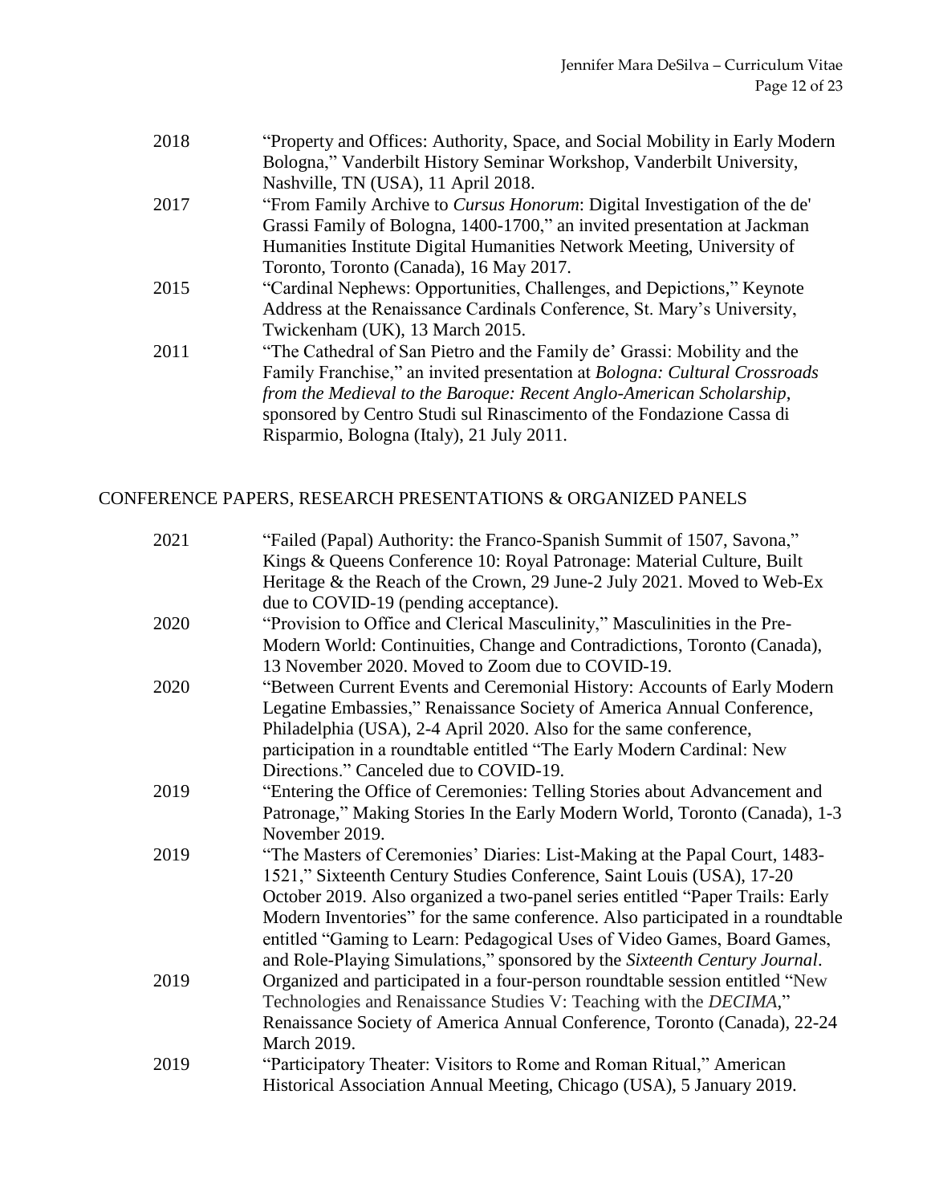2018 "Property and Offices: Authority, Space, and Social Mobility in Early Modern Bologna," Vanderbilt History Seminar Workshop, Vanderbilt University, Nashville, TN (USA), 11 April 2018.

2017 "From Family Archive to *Cursus Honorum*: Digital Investigation of the de' Grassi Family of Bologna, 1400-1700," an invited presentation at Jackman Humanities Institute Digital Humanities Network Meeting, University of Toronto, Toronto (Canada), 16 May 2017.

2015 "Cardinal Nephews: Opportunities, Challenges, and Depictions," Keynote Address at the Renaissance Cardinals Conference, St. Mary's University, Twickenham (UK), 13 March 2015.

2011 "The Cathedral of San Pietro and the Family de' Grassi: Mobility and the Family Franchise," an invited presentation at *Bologna: Cultural Crossroads from the Medieval to the Baroque: Recent Anglo-American Scholarship*, sponsored by Centro Studi sul Rinascimento of the Fondazione Cassa di Risparmio, Bologna (Italy), 21 July 2011.

## CONFERENCE PAPERS, RESEARCH PRESENTATIONS & ORGANIZED PANELS

2021 "Failed (Papal) Authority: the Franco-Spanish Summit of 1507, Savona," Kings & Queens Conference 10: Royal Patronage: Material Culture, Built Heritage & the Reach of the Crown, 29 June-2 July 2021. Moved to Web-Ex due to COVID-19 (pending acceptance).

2020 "Provision to Office and Clerical Masculinity," Masculinities in the Pre-Modern World: Continuities, Change and Contradictions, Toronto (Canada), 13 November 2020. Moved to Zoom due to COVID-19.

2020 "Between Current Events and Ceremonial History: Accounts of Early Modern Legatine Embassies," Renaissance Society of America Annual Conference, Philadelphia (USA), 2-4 April 2020. Also for the same conference, participation in a roundtable entitled "The Early Modern Cardinal: New Directions." Canceled due to COVID-19.

2019 "Entering the Office of Ceremonies: Telling Stories about Advancement and Patronage," Making Stories In the Early Modern World, Toronto (Canada), 1-3 November 2019.

2019 "The Masters of Ceremonies' Diaries: List-Making at the Papal Court, 1483-1521," Sixteenth Century Studies Conference, Saint Louis (USA), 17-20 October 2019. Also organized a two-panel series entitled "Paper Trails: Early Modern Inventories" for the same conference. Also participated in a roundtable entitled "Gaming to Learn: Pedagogical Uses of Video Games, Board Games, and Role-Playing Simulations," sponsored by the *Sixteenth Century Journal*.

2019 Organized and participated in a four-person roundtable session entitled "New Technologies and Renaissance Studies V: Teaching with the *DECIMA*," Renaissance Society of America Annual Conference, Toronto (Canada), 22-24 March 2019.

2019 "Participatory Theater: Visitors to Rome and Roman Ritual," American Historical Association Annual Meeting, Chicago (USA), 5 January 2019.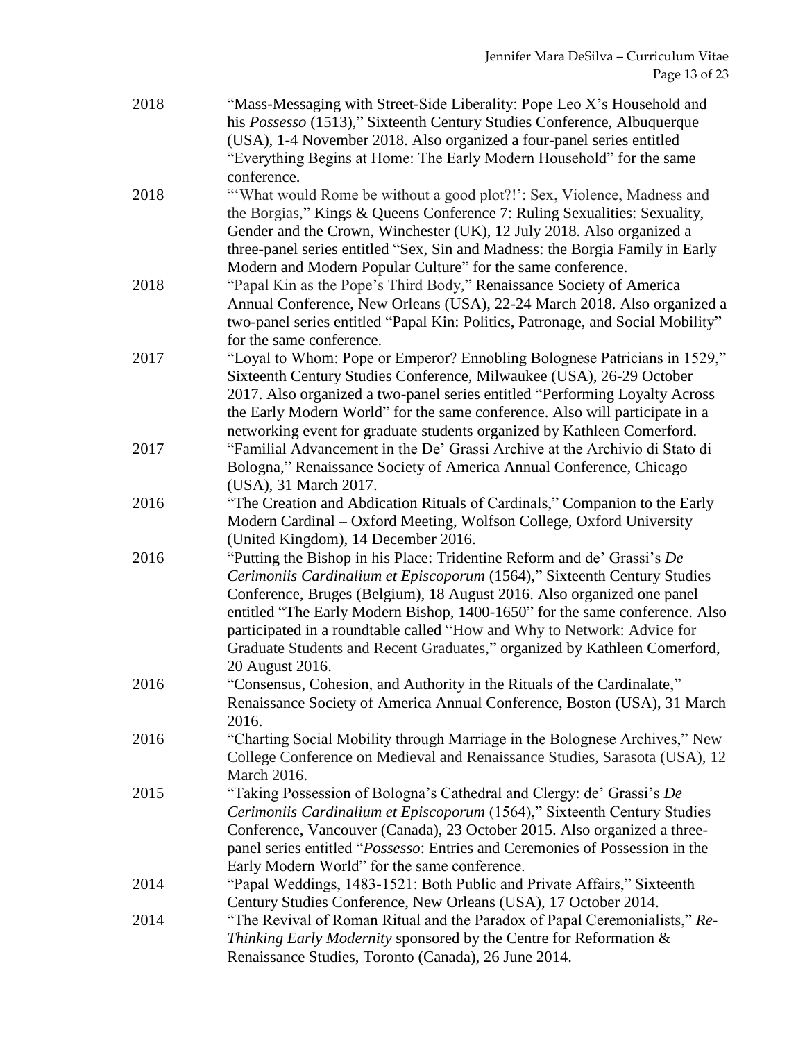2018 "Mass-Messaging with Street-Side Liberality: Pope Leo X's Household and his *Possesso* (1513)," Sixteenth Century Studies Conference, Albuquerque (USA), 1-4 November 2018. Also organized a four-panel series entitled "Everything Begins at Home: The Early Modern Household" for the same conference.

2018 "'What would Rome be without a good plot?!': Sex, Violence, Madness and the Borgias," Kings & Queens Conference 7: Ruling Sexualities: Sexuality, Gender and the Crown, Winchester (UK), 12 July 2018. Also organized a three-panel series entitled "Sex, Sin and Madness: the Borgia Family in Early Modern and Modern Popular Culture" for the same conference.

2018 "Papal Kin as the Pope's Third Body," Renaissance Society of America Annual Conference, New Orleans (USA), 22-24 March 2018. Also organized a two-panel series entitled "Papal Kin: Politics, Patronage, and Social Mobility" for the same conference.

2017 "Loyal to Whom: Pope or Emperor? Ennobling Bolognese Patricians in 1529," Sixteenth Century Studies Conference, Milwaukee (USA), 26-29 October 2017. Also organized a two-panel series entitled "Performing Loyalty Across the Early Modern World" for the same conference. Also will participate in a networking event for graduate students organized by Kathleen Comerford.

2017 "Familial Advancement in the De' Grassi Archive at the Archivio di Stato di Bologna," Renaissance Society of America Annual Conference, Chicago (USA), 31 March 2017.

2016 "The Creation and Abdication Rituals of Cardinals," Companion to the Early Modern Cardinal – Oxford Meeting, Wolfson College, Oxford University (United Kingdom), 14 December 2016.

2016 "Putting the Bishop in his Place: Tridentine Reform and de' Grassi's *De Cerimoniis Cardinalium et Episcoporum* (1564)," Sixteenth Century Studies Conference, Bruges (Belgium), 18 August 2016. Also organized one panel entitled "The Early Modern Bishop, 1400-1650" for the same conference. Also participated in a roundtable called "How and Why to Network: Advice for Graduate Students and Recent Graduates," organized by Kathleen Comerford, 20 August 2016.

2016 "Consensus, Cohesion, and Authority in the Rituals of the Cardinalate," Renaissance Society of America Annual Conference, Boston (USA), 31 March 2016.

2016 "Charting Social Mobility through Marriage in the Bolognese Archives," New College Conference on Medieval and Renaissance Studies, Sarasota (USA), 12 March 2016.

2015 "Taking Possession of Bologna's Cathedral and Clergy: de' Grassi's *De Cerimoniis Cardinalium et Episcoporum* (1564)," Sixteenth Century Studies Conference, Vancouver (Canada), 23 October 2015. Also organized a three-panel series entitled "*Possesso*: Entries and Ceremonies of Possession in the Early Modern World" for the same conference.

2014 "Papal Weddings, 1483-1521: Both Public and Private Affairs," Sixteenth Century Studies Conference, New Orleans (USA), 17 October 2014.

2014 "The Revival of Roman Ritual and the Paradox of Papal Ceremonialists," *Re-Thinking Early Modernity* sponsored by the Centre for Reformation & Renaissance Studies, Toronto (Canada), 26 June 2014.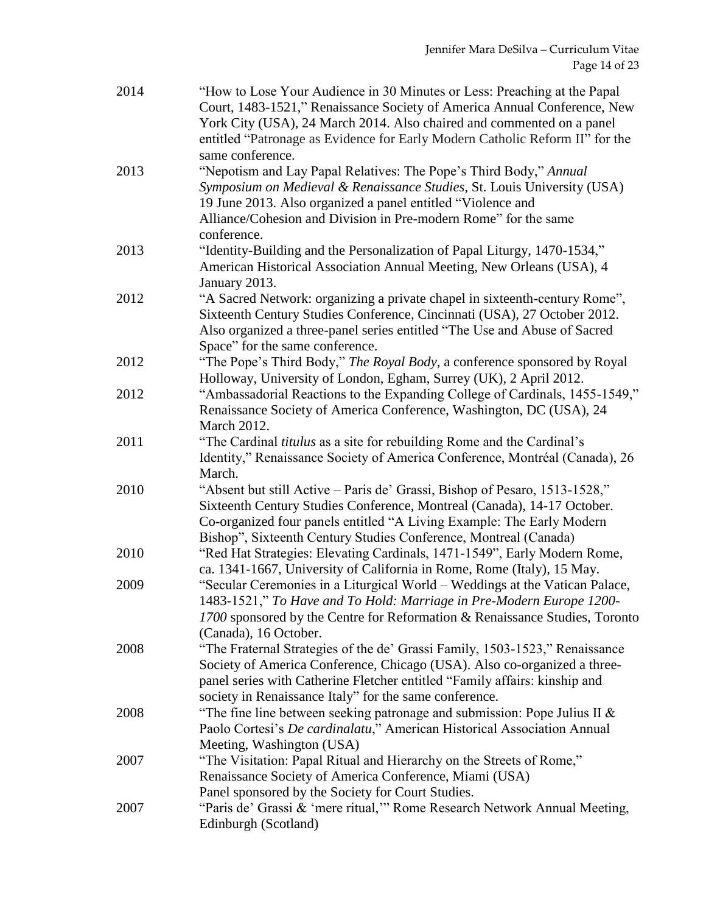| | |
|---|---|
| 2014 | "How to Lose Your Audience in 30 Minutes or Less: Preaching at the Papal Court, 1483-1521," Renaissance Society of America Annual Conference, New York City (USA), 24 March 2014. Also chaired and commented on a panel entitled "Patronage as Evidence for Early Modern Catholic Reform II" for the same conference. |
| 2013 | "Nepotism and Lay Papal Relatives: The Pope's Third Body," *Annual Symposium on Medieval & Renaissance Studies*, St. Louis University (USA) 19 June 2013. Also organized a panel entitled "Violence and Alliance/Cohesion and Division in Pre-modern Rome" for the same conference. |
| 2013 | "Identity-Building and the Personalization of Papal Liturgy, 1470-1534," American Historical Association Annual Meeting, New Orleans (USA), 4 January 2013. |
| 2012 | "A Sacred Network: organizing a private chapel in sixteenth-century Rome", Sixteenth Century Studies Conference, Cincinnati (USA), 27 October 2012. Also organized a three-panel series entitled "The Use and Abuse of Sacred Space" for the same conference. |
| 2012 | "The Pope's Third Body," *The Royal Body*, a conference sponsored by Royal Holloway, University of London, Egham, Surrey (UK), 2 April 2012. |
| 2012 | "Ambassadorial Reactions to the Expanding College of Cardinals, 1455-1549," Renaissance Society of America Conference, Washington, DC (USA), 24 March 2012. |
| 2011 | "The Cardinal *titulus* as a site for rebuilding Rome and the Cardinal's Identity," Renaissance Society of America Conference, Montréal (Canada), 26 March. |
| 2010 | "Absent but still Active – Paris de' Grassi, Bishop of Pesaro, 1513-1528," Sixteenth Century Studies Conference, Montreal (Canada), 14-17 October. Co-organized four panels entitled "A Living Example: The Early Modern Bishop", Sixteenth Century Studies Conference, Montreal (Canada) |
| 2010 | "Red Hat Strategies: Elevating Cardinals, 1471-1549", Early Modern Rome, ca. 1341-1667, University of California in Rome, Rome (Italy), 15 May. |
| 2009 | "Secular Ceremonies in a Liturgical World – Weddings at the Vatican Palace, 1483-1521," *To Have and To Hold: Marriage in Pre-Modern Europe 1200-1700* sponsored by the Centre for Reformation & Renaissance Studies, Toronto (Canada), 16 October. |
| 2008 | "The Fraternal Strategies of the de' Grassi Family, 1503-1523," Renaissance Society of America Conference, Chicago (USA). Also co-organized a three-panel series with Catherine Fletcher entitled "Family affairs: kinship and society in Renaissance Italy" for the same conference. |
| 2008 | "The fine line between seeking patronage and submission: Pope Julius II & Paolo Cortesi's *De cardinalatu*," American Historical Association Annual Meeting, Washington (USA) |
| 2007 | "The Visitation: Papal Ritual and Hierarchy on the Streets of Rome," Renaissance Society of America Conference, Miami (USA) Panel sponsored by the Society for Court Studies. |
| 2007 | "Paris de' Grassi & 'mere ritual,'" Rome Research Network Annual Meeting, Edinburgh (Scotland) |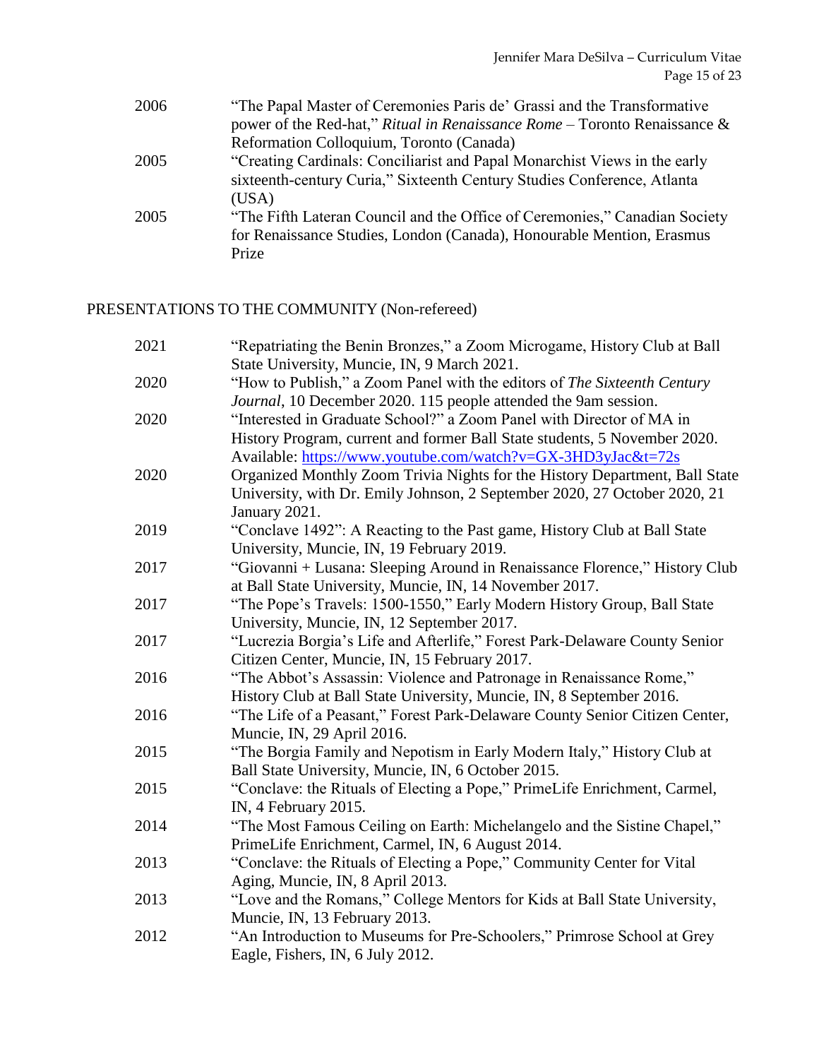| | |
|---|---|
| 2006 | "The Papal Master of Ceremonies Paris de' Grassi and the Transformative power of the Red-hat," *Ritual in Renaissance Rome* – Toronto Renaissance & Reformation Colloquium, Toronto (Canada) |
| 2005 | "Creating Cardinals: Conciliarist and Papal Monarchist Views in the early sixteenth-century Curia," Sixteenth Century Studies Conference, Atlanta (USA) |
| 2005 | "The Fifth Lateran Council and the Office of Ceremonies," Canadian Society for Renaissance Studies, London (Canada), Honourable Mention, Erasmus Prize |

## PRESENTATIONS TO THE COMMUNITY (Non-refereed)

| | |
|---|---|
| 2021 | "Repatriating the Benin Bronzes," a Zoom Microgame, History Club at Ball State University, Muncie, IN, 9 March 2021. |
| 2020 | "How to Publish," a Zoom Panel with the editors of *The Sixteenth Century Journal*, 10 December 2020. 115 people attended the 9am session. |
| 2020 | "Interested in Graduate School?" a Zoom Panel with Director of MA in History Program, current and former Ball State students, 5 November 2020. Available: https://www.youtube.com/watch?v=GX-3HD3yJac&t=72s |
| 2020 | Organized Monthly Zoom Trivia Nights for the History Department, Ball State University, with Dr. Emily Johnson, 2 September 2020, 27 October 2020, 21 January 2021. |
| 2019 | "Conclave 1492": A Reacting to the Past game, History Club at Ball State University, Muncie, IN, 19 February 2019. |
| 2017 | "Giovanni + Lusana: Sleeping Around in Renaissance Florence," History Club at Ball State University, Muncie, IN, 14 November 2017. |
| 2017 | "The Pope's Travels: 1500-1550," Early Modern History Group, Ball State University, Muncie, IN, 12 September 2017. |
| 2017 | "Lucrezia Borgia's Life and Afterlife," Forest Park-Delaware County Senior Citizen Center, Muncie, IN, 15 February 2017. |
| 2016 | "The Abbot's Assassin: Violence and Patronage in Renaissance Rome," History Club at Ball State University, Muncie, IN, 8 September 2016. |
| 2016 | "The Life of a Peasant," Forest Park-Delaware County Senior Citizen Center, Muncie, IN, 29 April 2016. |
| 2015 | "The Borgia Family and Nepotism in Early Modern Italy," History Club at Ball State University, Muncie, IN, 6 October 2015. |
| 2015 | "Conclave: the Rituals of Electing a Pope," PrimeLife Enrichment, Carmel, IN, 4 February 2015. |
| 2014 | "The Most Famous Ceiling on Earth: Michelangelo and the Sistine Chapel," PrimeLife Enrichment, Carmel, IN, 6 August 2014. |
| 2013 | "Conclave: the Rituals of Electing a Pope," Community Center for Vital Aging, Muncie, IN, 8 April 2013. |
| 2013 | "Love and the Romans," College Mentors for Kids at Ball State University, Muncie, IN, 13 February 2013. |
| 2012 | "An Introduction to Museums for Pre-Schoolers," Primrose School at Grey Eagle, Fishers, IN, 6 July 2012. |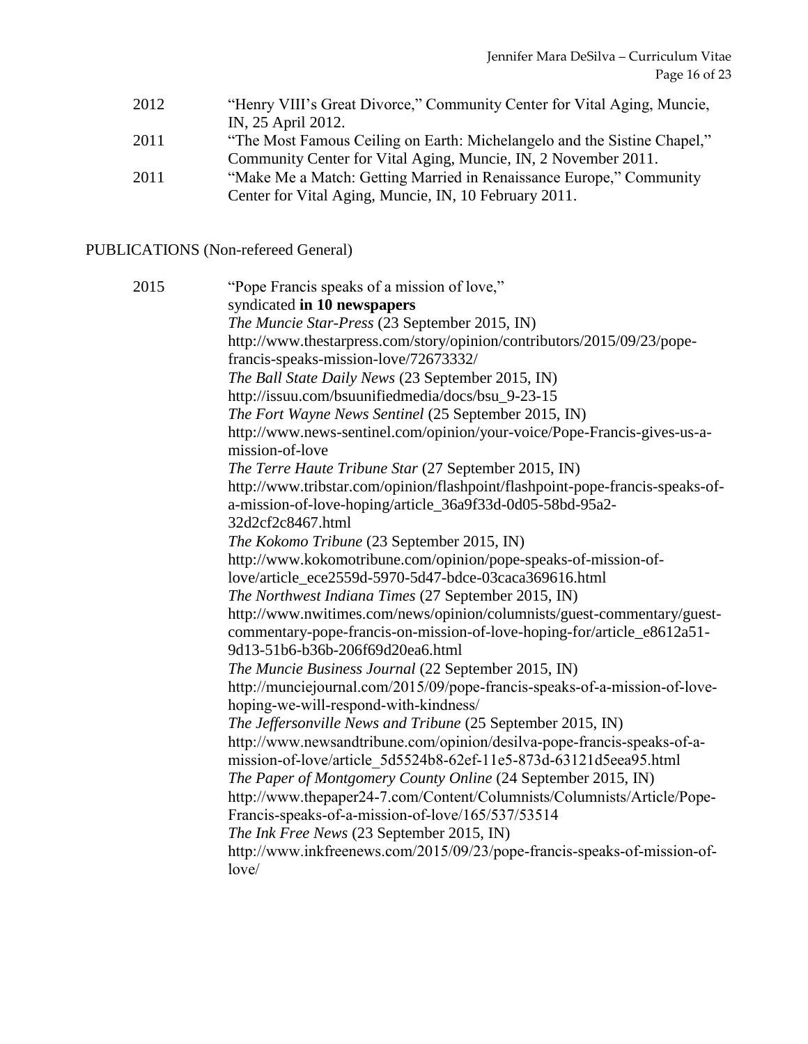2012 “Henry VIII’s Great Divorce,” Community Center for Vital Aging, Muncie, IN, 25 April 2012.

2011 “The Most Famous Ceiling on Earth: Michelangelo and the Sistine Chapel,” Community Center for Vital Aging, Muncie, IN, 2 November 2011.

2011 “Make Me a Match: Getting Married in Renaissance Europe,” Community Center for Vital Aging, Muncie, IN, 10 February 2011.

PUBLICATIONS (Non-refereed General)

2015 “Pope Francis speaks of a mission of love,”
syndicated **in 10 newspapers**
*The Muncie Star-Press* (23 September 2015, IN)
http://www.thestarpress.com/story/opinion/contributors/2015/09/23/pope-francis-speaks-mission-love/72673332/
*The Ball State Daily News* (23 September 2015, IN)
http://issuu.com/bsuunifiedmedia/docs/bsu_9-23-15
*The Fort Wayne News Sentinel* (25 September 2015, IN)
http://www.news-sentinel.com/opinion/your-voice/Pope-Francis-gives-us-a-mission-of-love
*The Terre Haute Tribune Star* (27 September 2015, IN)
http://www.tribstar.com/opinion/flashpoint/flashpoint-pope-francis-speaks-of-a-mission-of-love-hoping/article_36a9f33d-0d05-58bd-95a2-32d2cf2c8467.html
*The Kokomo Tribune* (23 September 2015, IN)
http://www.kokomotribune.com/opinion/pope-speaks-of-mission-of-love/article_ece2559d-5970-5d47-bdce-03caca369616.html
*The Northwest Indiana Times* (27 September 2015, IN)
http://www.nwitimes.com/news/opinion/columnists/guest-commentary/guest-commentary-pope-francis-on-mission-of-love-hoping-for/article_e8612a51-9d13-51b6-b36b-206f69d20ea6.html
*The Muncie Business Journal* (22 September 2015, IN)
http://munciejournal.com/2015/09/pope-francis-speaks-of-a-mission-of-love-hoping-we-will-respond-with-kindness/
*The Jeffersonville News and Tribune* (25 September 2015, IN)
http://www.newsandtribune.com/opinion/desilva-pope-francis-speaks-of-a-mission-of-love/article_5d5524b8-62ef-11e5-873d-63121d5eea95.html
*The Paper of Montgomery County Online* (24 September 2015, IN)
http://www.thepaper24-7.com/Content/Columnists/Columnists/Article/Pope-Francis-speaks-of-a-mission-of-love/165/537/53514
*The Ink Free News* (23 September 2015, IN)
http://www.inkfreenews.com/2015/09/23/pope-francis-speaks-of-mission-of-love/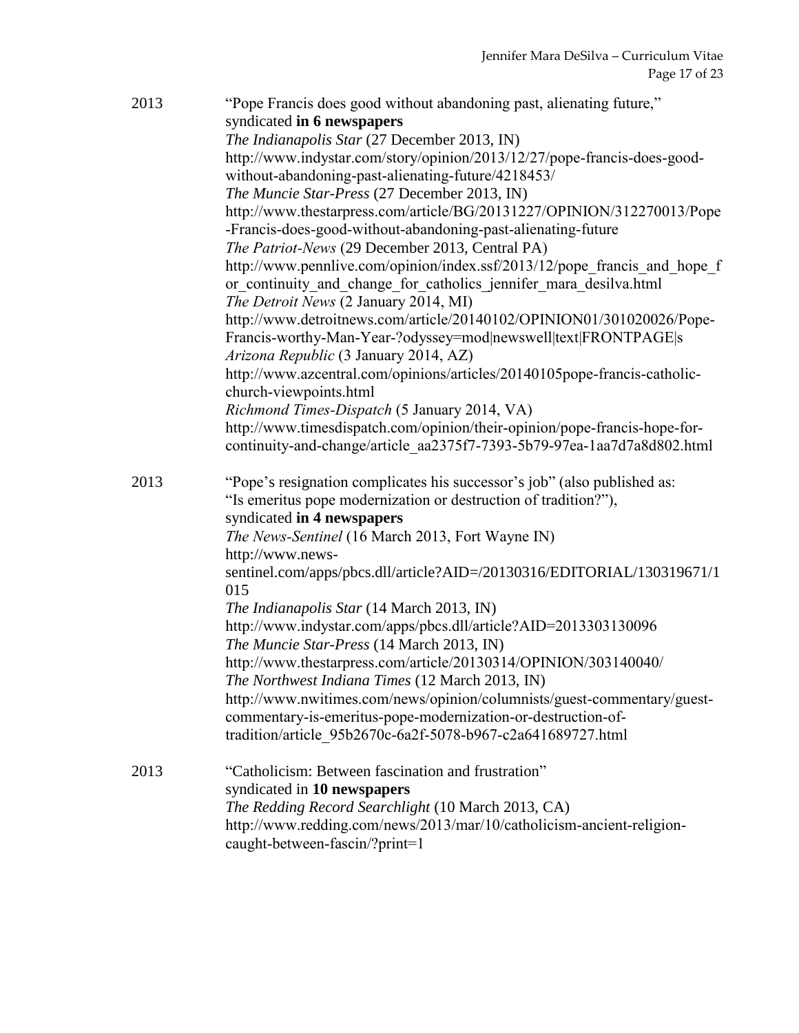2013 “Pope Francis does good without abandoning past, alienating future,” syndicated **in 6 newspapers**

*The Indianapolis Star* (27 December 2013, IN)
http://www.indystar.com/story/opinion/2013/12/27/pope-francis-does-good-without-abandoning-past-alienating-future/4218453/
*The Muncie Star-Press* (27 December 2013, IN)
http://www.thestarpress.com/article/BG/20131227/OPINION/312270013/Pope-Francis-does-good-without-abandoning-past-alienating-future
*The Patriot-News* (29 December 2013, Central PA)
http://www.pennlive.com/opinion/index.ssf/2013/12/pope_francis_and_hope_for_continuity_and_change_for_catholics_jennifer_mara_desilva.html
*The Detroit News* (2 January 2014, MI)
http://www.detroitnews.com/article/20140102/OPINION01/301020026/Pope-Francis-worthy-Man-Year-?odyssey=mod|newswell|text|FRONTPAGE|s
*Arizona Republic* (3 January 2014, AZ)
http://www.azcentral.com/opinions/articles/20140105pope-francis-catholic-church-viewpoints.html
*Richmond Times-Dispatch* (5 January 2014, VA)
http://www.timesdispatch.com/opinion/their-opinion/pope-francis-hope-for-continuity-and-change/article_aa2375f7-7393-5b79-97ea-1aa7d7a8d802.html

2013 “Pope’s resignation complicates his successor’s job” (also published as: “Is emeritus pope modernization or destruction of tradition?”), syndicated **in 4 newspapers**

*The News-Sentinel* (16 March 2013, Fort Wayne IN)
http://www.news-sentinel.com/apps/pbcs.dll/article?AID=/20130316/EDITORIAL/130319671/1015
*The Indianapolis Star* (14 March 2013, IN)
http://www.indystar.com/apps/pbcs.dll/article?AID=2013303130096
*The Muncie Star-Press* (14 March 2013, IN)
http://www.thestarpress.com/article/20130314/OPINION/303140040/
*The Northwest Indiana Times* (12 March 2013, IN)
http://www.nwitimes.com/news/opinion/columnists/guest-commentary/guest-commentary-is-emeritus-pope-modernization-or-destruction-of-tradition/article_95b2670c-6a2f-5078-b967-c2a641689727.html

2013 “Catholicism: Between fascination and frustration” syndicated in **10 newspapers**

*The Redding Record Searchlight* (10 March 2013, CA)
http://www.redding.com/news/2013/mar/10/catholicism-ancient-religion-caught-between-fascin/?print=1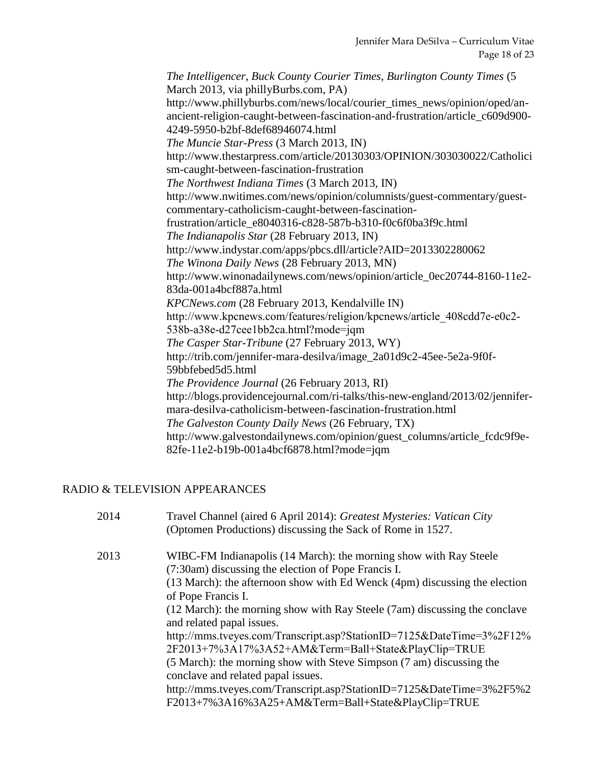*The Intelligencer*, *Buck County Courier Times*, *Burlington County Times* (5 March 2013, via phillyBurbs.com, PA)
http://www.phillyburbs.com/news/local/courier_times_news/opinion/oped/an-ancient-religion-caught-between-fascination-and-frustration/article_c609d900-4249-5950-b2bf-8def68946074.html
*The Muncie Star-Press* (3 March 2013, IN)
http://www.thestarpress.com/article/20130303/OPINION/303030022/Catholicism-caught-between-fascination-frustration
*The Northwest Indiana Times* (3 March 2013, IN)
http://www.nwitimes.com/news/opinion/columnists/guest-commentary/guest-commentary-catholicism-caught-between-fascination-frustration/article_e8040316-c828-587b-b310-f0c6f0ba3f9c.html
*The Indianapolis Star* (28 February 2013, IN)
http://www.indystar.com/apps/pbcs.dll/article?AID=2013302280062
*The Winona Daily News* (28 February 2013, MN)
http://www.winonadailynews.com/news/opinion/article_0ec20744-8160-11e2-83da-001a4bcf887a.html
*KPCNews.com* (28 February 2013, Kendalville IN)
http://www.kpcnews.com/features/religion/kpcnews/article_408cdd7e-e0c2-538b-a38e-d27cee1bb2ca.html?mode=jqm
*The Casper Star-Tribune* (27 February 2013, WY)
http://trib.com/jennifer-mara-desilva/image_2a01d9c2-45ee-5e2a-9f0f-59bbfebed5d5.html
*The Providence Journal* (26 February 2013, RI)
http://blogs.providencejournal.com/ri-talks/this-new-england/2013/02/jennifer-mara-desilva-catholicism-between-fascination-frustration.html
*The Galveston County Daily News* (26 February, TX)
http://www.galvestondailynews.com/opinion/guest_columns/article_fcdc9f9e-82fe-11e2-b19b-001a4bcf6878.html?mode=jqm

## RADIO & TELEVISION APPEARANCES

2014 Travel Channel (aired 6 April 2014): *Greatest Mysteries: Vatican City* (Optomen Productions) discussing the Sack of Rome in 1527.

2013 WIBC-FM Indianapolis (14 March): the morning show with Ray Steele (7:30am) discussing the election of Pope Francis I.
(13 March): the afternoon show with Ed Wenck (4pm) discussing the election of Pope Francis I.
(12 March): the morning show with Ray Steele (7am) discussing the conclave and related papal issues.
http://mms.tveyes.com/Transcript.asp?StationID=7125&DateTime=3%2F12%2F2013+7%3A17%3A52+AM&Term=Ball+State&PlayClip=TRUE
(5 March): the morning show with Steve Simpson (7 am) discussing the conclave and related papal issues.
http://mms.tveyes.com/Transcript.asp?StationID=7125&DateTime=3%2F5%2F2013+7%3A16%3A25+AM&Term=Ball+State&PlayClip=TRUE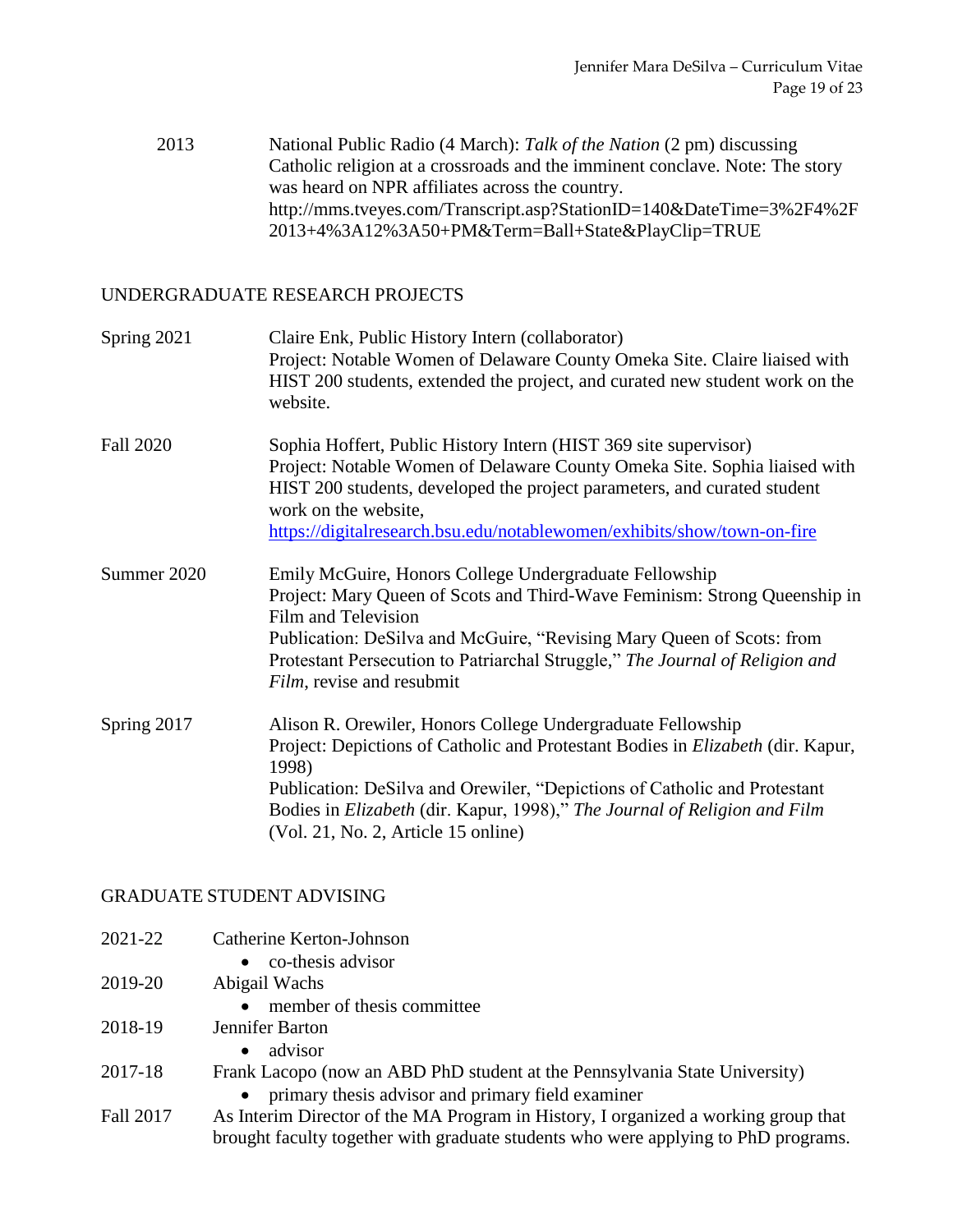2013 National Public Radio (4 March): *Talk of the Nation* (2 pm) discussing Catholic religion at a crossroads and the imminent conclave. Note: The story was heard on NPR affiliates across the country. http://mms.tveyes.com/Transcript.asp?StationID=140&DateTime=3%2F4%2F2013+4%3A12%3A50+PM&Term=Ball+State&PlayClip=TRUE

## UNDERGRADUATE RESEARCH PROJECTS

Spring 2021 Claire Enk, Public History Intern (collaborator)
Project: Notable Women of Delaware County Omeka Site. Claire liaised with HIST 200 students, extended the project, and curated new student work on the website.

Fall 2020 Sophia Hoffert, Public History Intern (HIST 369 site supervisor)
Project: Notable Women of Delaware County Omeka Site. Sophia liaised with HIST 200 students, developed the project parameters, and curated student work on the website,
https://digitalresearch.bsu.edu/notablewomen/exhibits/show/town-on-fire

Summer 2020 Emily McGuire, Honors College Undergraduate Fellowship
Project: Mary Queen of Scots and Third-Wave Feminism: Strong Queenship in Film and Television
Publication: DeSilva and McGuire, "Revising Mary Queen of Scots: from Protestant Persecution to Patriarchal Struggle," *The Journal of Religion and Film*, revise and resubmit

Spring 2017 Alison R. Orewiler, Honors College Undergraduate Fellowship
Project: Depictions of Catholic and Protestant Bodies in *Elizabeth* (dir. Kapur, 1998)
Publication: DeSilva and Orewiler, "Depictions of Catholic and Protestant Bodies in *Elizabeth* (dir. Kapur, 1998)," *The Journal of Religion and Film* (Vol. 21, No. 2, Article 15 online)

## GRADUATE STUDENT ADVISING

2021-22 Catherine Kerton-Johnson
- co-thesis advisor

2019-20 Abigail Wachs
- member of thesis committee

2018-19 Jennifer Barton
- advisor

2017-18 Frank Lacopo (now an ABD PhD student at the Pennsylvania State University)
- primary thesis advisor and primary field examiner

Fall 2017 As Interim Director of the MA Program in History, I organized a working group that brought faculty together with graduate students who were applying to PhD programs.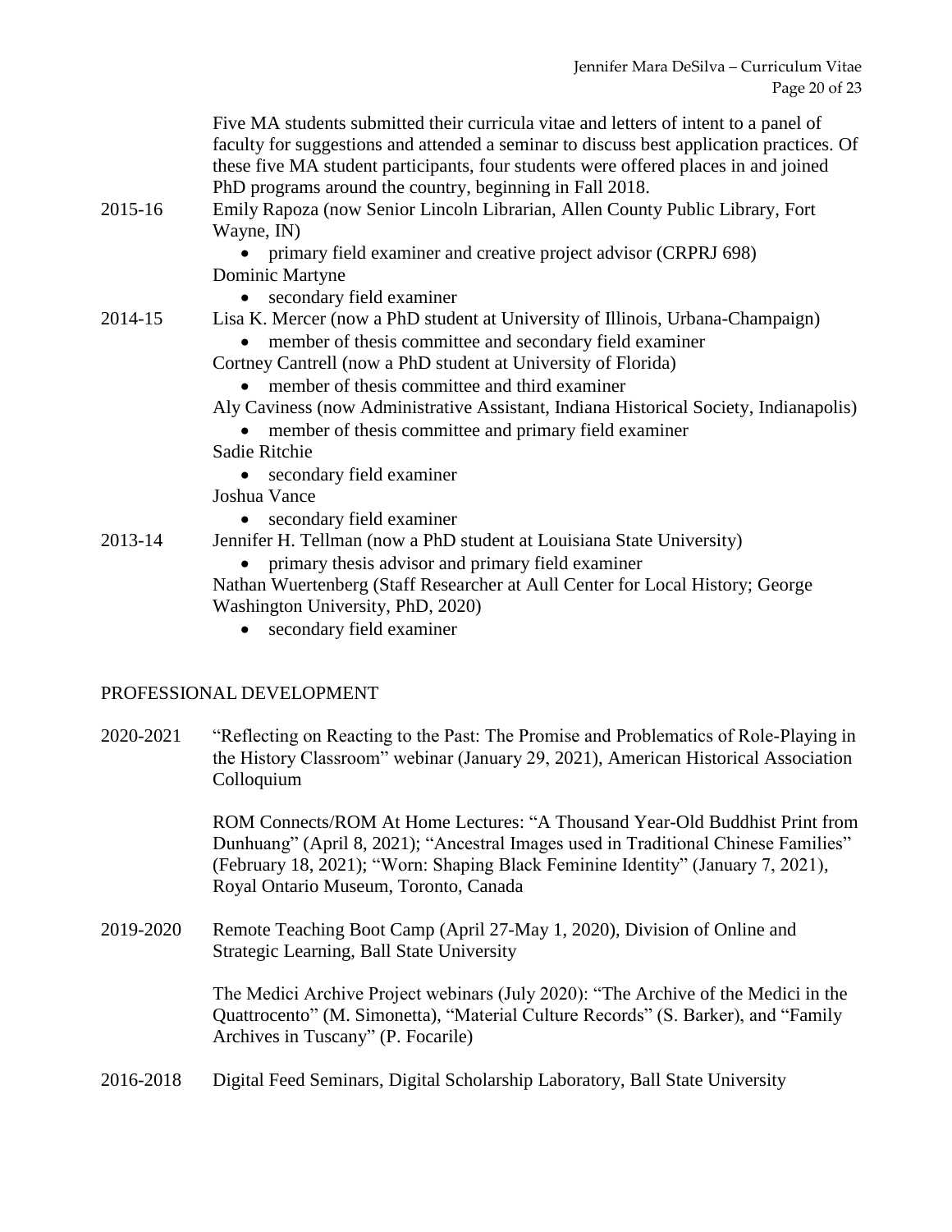Five MA students submitted their curricula vitae and letters of intent to a panel of faculty for suggestions and attended a seminar to discuss best application practices. Of these five MA student participants, four students were offered places in and joined PhD programs around the country, beginning in Fall 2018.

2015-16 Emily Rapoza (now Senior Lincoln Librarian, Allen County Public Library, Fort Wayne, IN)
- primary field examiner and creative project advisor (CRPRJ 698)

Dominic Martyne
- secondary field examiner

2014-15 Lisa K. Mercer (now a PhD student at University of Illinois, Urbana-Champaign)
- member of thesis committee and secondary field examiner

Cortney Cantrell (now a PhD student at University of Florida)
- member of thesis committee and third examiner

Aly Caviness (now Administrative Assistant, Indiana Historical Society, Indianapolis)
- member of thesis committee and primary field examiner

Sadie Ritchie
- secondary field examiner

Joshua Vance
- secondary field examiner

2013-14 Jennifer H. Tellman (now a PhD student at Louisiana State University)
- primary thesis advisor and primary field examiner

Nathan Wuertenberg (Staff Researcher at Aull Center for Local History; George Washington University, PhD, 2020)
- secondary field examiner

## PROFESSIONAL DEVELOPMENT

2020-2021 "Reflecting on Reacting to the Past: The Promise and Problematics of Role-Playing in the History Classroom" webinar (January 29, 2021), American Historical Association Colloquium

ROM Connects/ROM At Home Lectures: "A Thousand Year-Old Buddhist Print from Dunhuang" (April 8, 2021); "Ancestral Images used in Traditional Chinese Families" (February 18, 2021); "Worn: Shaping Black Feminine Identity" (January 7, 2021), Royal Ontario Museum, Toronto, Canada

2019-2020 Remote Teaching Boot Camp (April 27-May 1, 2020), Division of Online and Strategic Learning, Ball State University

The Medici Archive Project webinars (July 2020): "The Archive of the Medici in the Quattrocento" (M. Simonetta), "Material Culture Records" (S. Barker), and "Family Archives in Tuscany" (P. Focarile)

2016-2018 Digital Feed Seminars, Digital Scholarship Laboratory, Ball State University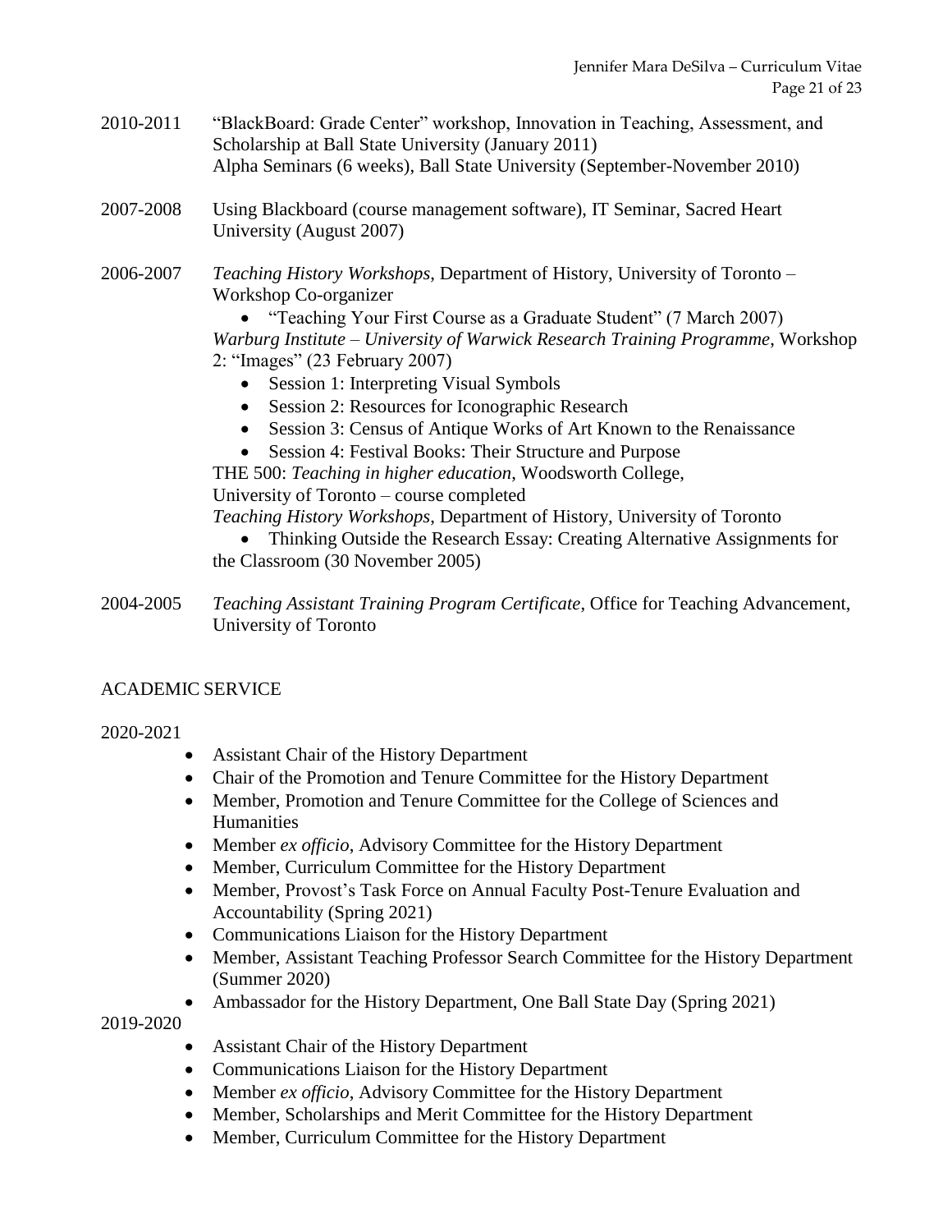2010-2011 "BlackBoard: Grade Center" workshop, Innovation in Teaching, Assessment, and Scholarship at Ball State University (January 2011)
Alpha Seminars (6 weeks), Ball State University (September-November 2010)

2007-2008 Using Blackboard (course management software), IT Seminar, Sacred Heart University (August 2007)

2006-2007 *Teaching History Workshops*, Department of History, University of Toronto – Workshop Co-organizer

- "Teaching Your First Course as a Graduate Student" (7 March 2007)

*Warburg Institute – University of Warwick Research Training Programme*, Workshop 2: "Images" (23 February 2007)

- Session 1: Interpreting Visual Symbols
- Session 2: Resources for Iconographic Research
- Session 3: Census of Antique Works of Art Known to the Renaissance
- Session 4: Festival Books: Their Structure and Purpose

THE 500: *Teaching in higher education*, Woodsworth College, University of Toronto – course completed

*Teaching History Workshops*, Department of History, University of Toronto

- Thinking Outside the Research Essay: Creating Alternative Assignments for the Classroom (30 November 2005)

2004-2005 *Teaching Assistant Training Program Certificate*, Office for Teaching Advancement, University of Toronto

## ACADEMIC SERVICE

2020-2021

- Assistant Chair of the History Department
- Chair of the Promotion and Tenure Committee for the History Department
- Member, Promotion and Tenure Committee for the College of Sciences and Humanities
- Member *ex officio*, Advisory Committee for the History Department
- Member, Curriculum Committee for the History Department
- Member, Provost's Task Force on Annual Faculty Post-Tenure Evaluation and Accountability (Spring 2021)
- Communications Liaison for the History Department
- Member, Assistant Teaching Professor Search Committee for the History Department (Summer 2020)
- Ambassador for the History Department, One Ball State Day (Spring 2021)

2019-2020

- Assistant Chair of the History Department
- Communications Liaison for the History Department
- Member *ex officio*, Advisory Committee for the History Department
- Member, Scholarships and Merit Committee for the History Department
- Member, Curriculum Committee for the History Department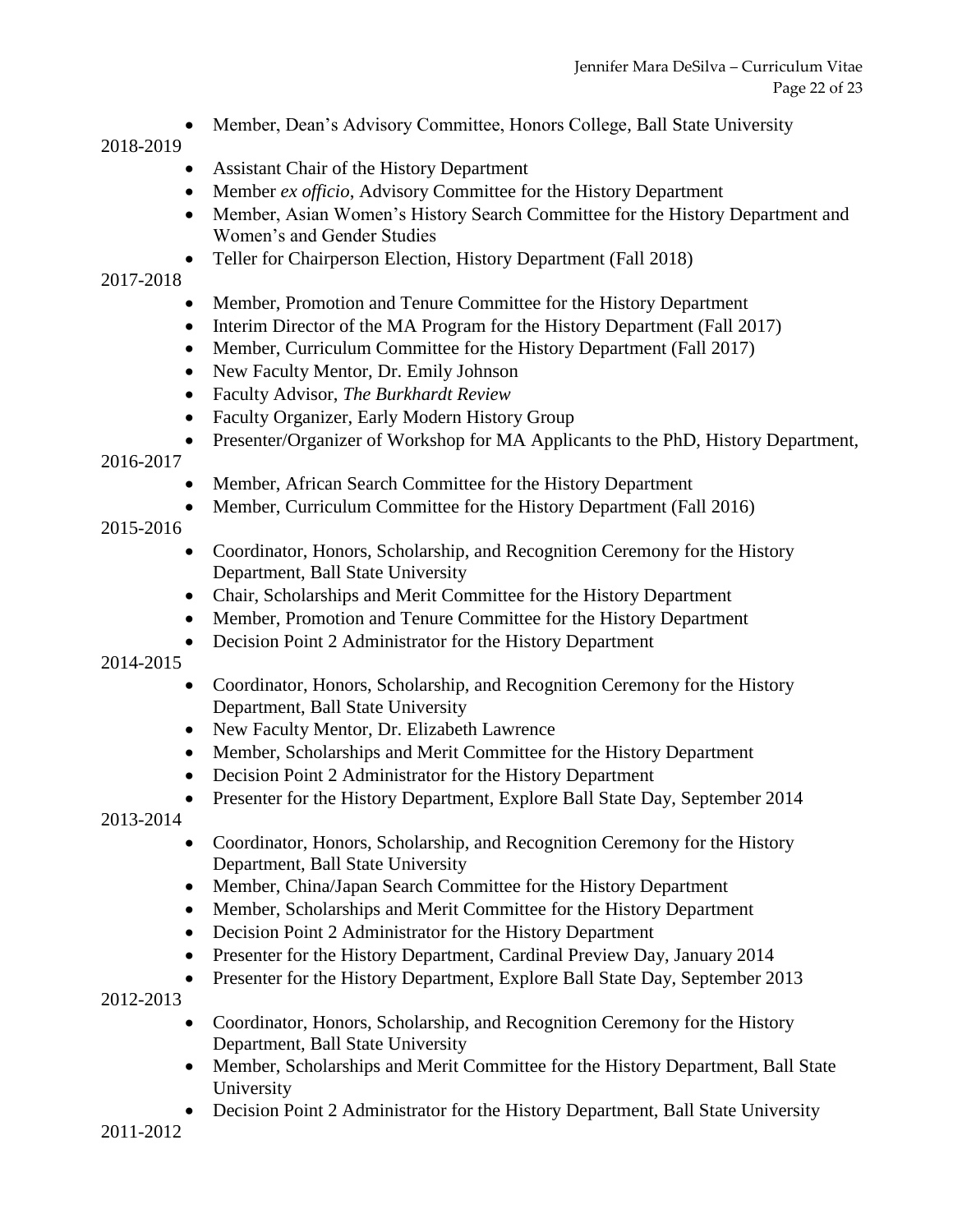- Member, Dean's Advisory Committee, Honors College, Ball State University

2018-2019

- Assistant Chair of the History Department
- Member *ex officio*, Advisory Committee for the History Department
- Member, Asian Women's History Search Committee for the History Department and Women's and Gender Studies
- Teller for Chairperson Election, History Department (Fall 2018)

2017-2018

- Member, Promotion and Tenure Committee for the History Department
- Interim Director of the MA Program for the History Department (Fall 2017)
- Member, Curriculum Committee for the History Department (Fall 2017)
- New Faculty Mentor, Dr. Emily Johnson
- Faculty Advisor, *The Burkhardt Review*
- Faculty Organizer, Early Modern History Group
- Presenter/Organizer of Workshop for MA Applicants to the PhD, History Department,

2016-2017

- Member, African Search Committee for the History Department
- Member, Curriculum Committee for the History Department (Fall 2016)

2015-2016

- Coordinator, Honors, Scholarship, and Recognition Ceremony for the History Department, Ball State University
- Chair, Scholarships and Merit Committee for the History Department
- Member, Promotion and Tenure Committee for the History Department
- Decision Point 2 Administrator for the History Department

2014-2015

- Coordinator, Honors, Scholarship, and Recognition Ceremony for the History Department, Ball State University
- New Faculty Mentor, Dr. Elizabeth Lawrence
- Member, Scholarships and Merit Committee for the History Department
- Decision Point 2 Administrator for the History Department
- Presenter for the History Department, Explore Ball State Day, September 2014

2013-2014

- Coordinator, Honors, Scholarship, and Recognition Ceremony for the History Department, Ball State University
- Member, China/Japan Search Committee for the History Department
- Member, Scholarships and Merit Committee for the History Department
- Decision Point 2 Administrator for the History Department
- Presenter for the History Department, Cardinal Preview Day, January 2014
- Presenter for the History Department, Explore Ball State Day, September 2013

2012-2013

- Coordinator, Honors, Scholarship, and Recognition Ceremony for the History Department, Ball State University
- Member, Scholarships and Merit Committee for the History Department, Ball State University
- Decision Point 2 Administrator for the History Department, Ball State University

2011-2012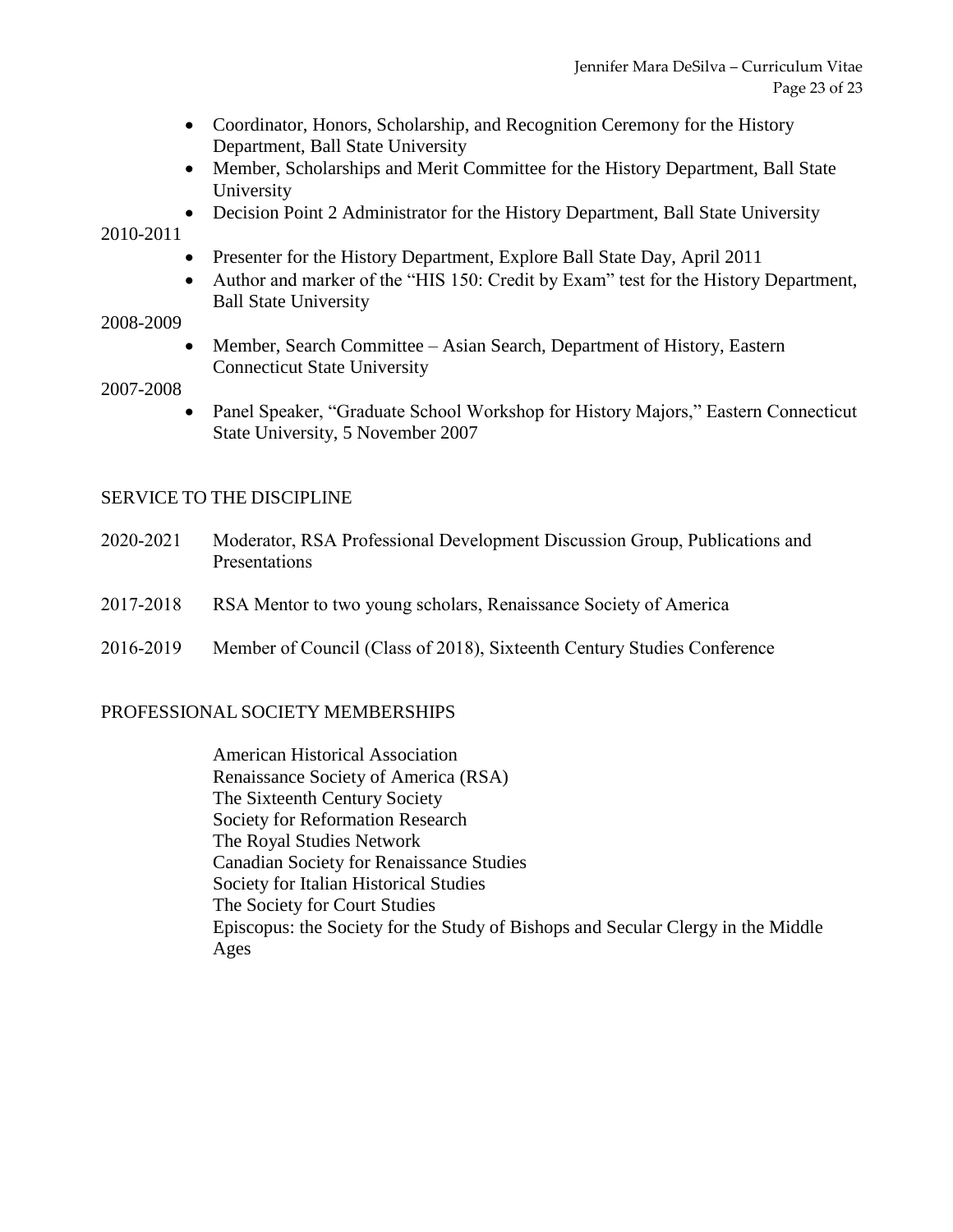- Coordinator, Honors, Scholarship, and Recognition Ceremony for the History Department, Ball State University
- Member, Scholarships and Merit Committee for the History Department, Ball State University
- Decision Point 2 Administrator for the History Department, Ball State University

2010-2011

- Presenter for the History Department, Explore Ball State Day, April 2011
- Author and marker of the “HIS 150: Credit by Exam” test for the History Department, Ball State University

2008-2009

- Member, Search Committee – Asian Search, Department of History, Eastern Connecticut State University

2007-2008

- Panel Speaker, “Graduate School Workshop for History Majors,” Eastern Connecticut State University, 5 November 2007

## SERVICE TO THE DISCIPLINE

2020-2021 Moderator, RSA Professional Development Discussion Group, Publications and Presentations

2017-2018 RSA Mentor to two young scholars, Renaissance Society of America

2016-2019 Member of Council (Class of 2018), Sixteenth Century Studies Conference

## PROFESSIONAL SOCIETY MEMBERSHIPS

American Historical Association
Renaissance Society of America (RSA)
The Sixteenth Century Society
Society for Reformation Research
The Royal Studies Network
Canadian Society for Renaissance Studies
Society for Italian Historical Studies
The Society for Court Studies
Episcopus: the Society for the Study of Bishops and Secular Clergy in the Middle Ages